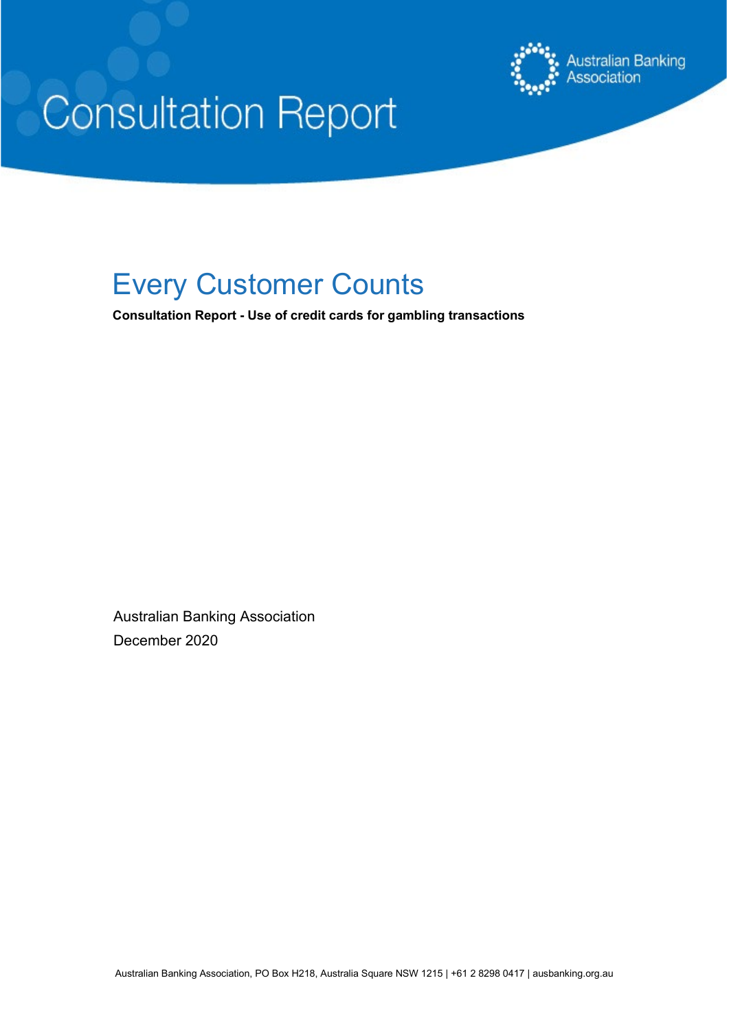# Consultation Report

Australian Banking Association

## Every Customer Counts

**Consultation Report - Use of credit cards for gambling transactions**

Australian Banking Association
December 2020

Australian Banking Association, PO Box H218, Australia Square NSW 1215 | +61 2 8298 0417 | ausbanking.org.au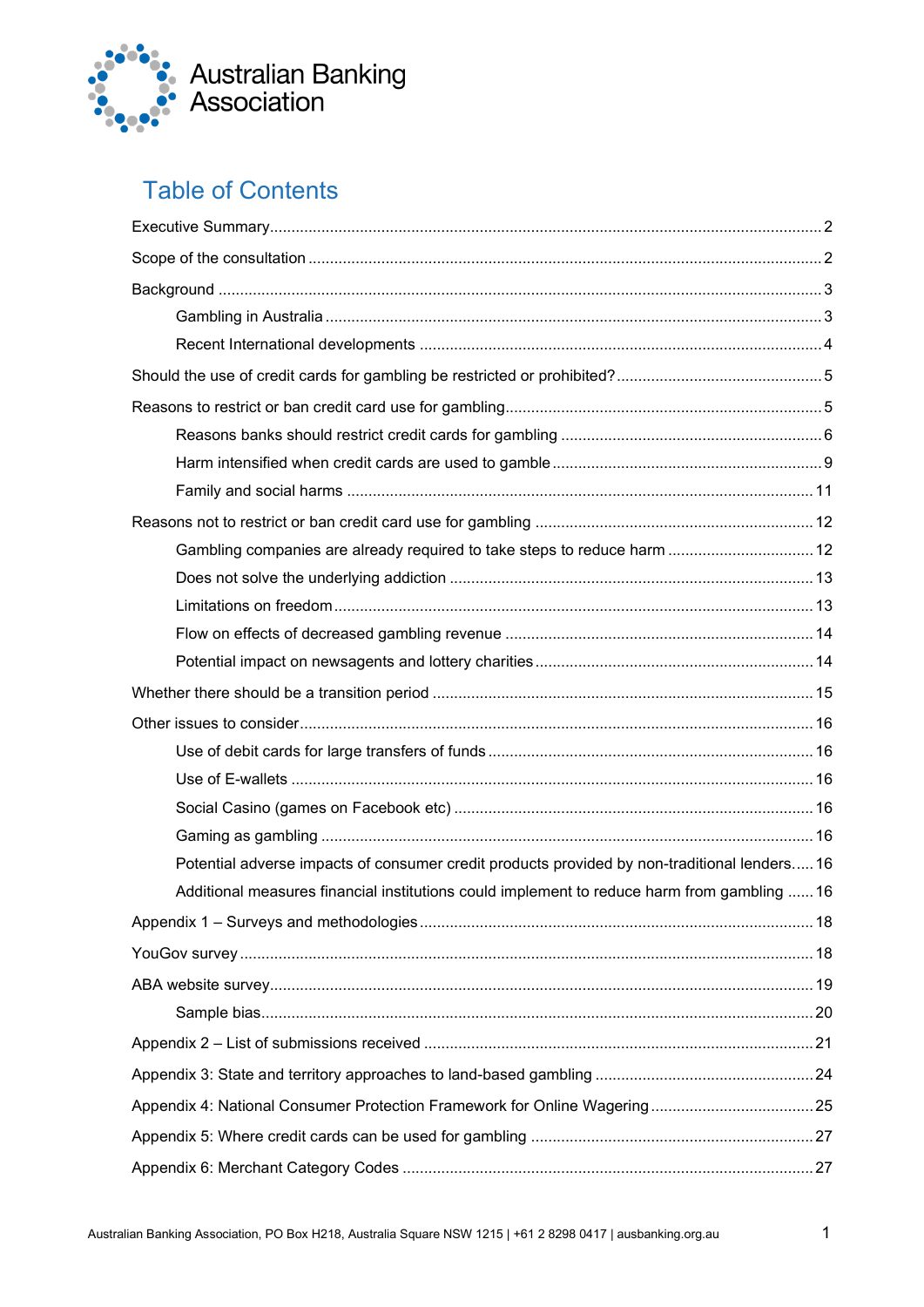# Table of Contents

Executive Summary ........................................................................................................................ 2

Scope of the consultation ................................................................................................................ 2

Background ...................................................................................................................................... 3

- Gambling in Australia ................................................................................................................ 3
- Recent International developments ......................................................................................... 4

Should the use of credit cards for gambling be restricted or prohibited? ........................................ 5

Reasons to restrict or ban credit card use for gambling ................................................................... 5

- Reasons banks should restrict credit cards for gambling .......................................................... 6
- Harm intensified when credit cards are used to gamble ............................................................ 9
- Family and social harms ......................................................................................................... 11

Reasons not to restrict or ban credit card use for gambling .......................................................... 12

- Gambling companies are already required to take steps to reduce harm ................................ 12
- Does not solve the underlying addiction .................................................................................. 13
- Limitations on freedom ............................................................................................................ 13
- Flow on effects of decreased gambling revenue ..................................................................... 14
- Potential impact on newsagents and lottery charities .............................................................. 14

Whether there should be a transition period ................................................................................... 15

Other issues to consider ................................................................................................................. 16

- Use of debit cards for large transfers of funds .......................................................................... 16
- Use of E-wallets ....................................................................................................................... 16
- Social Casino (games on Facebook etc) .................................................................................. 16
- Gaming as gambling ................................................................................................................ 16
- Potential adverse impacts of consumer credit products provided by non-traditional lenders ..... 16
- Additional measures financial institutions could implement to reduce harm from gambling ...... 16

Appendix 1 – Surveys and methodologies ...................................................................................... 18

YouGov survey ................................................................................................................................ 18

ABA website survey ........................................................................................................................ 19

- Sample bias .............................................................................................................................. 20

Appendix 2 – List of submissions received ..................................................................................... 21

Appendix 3: State and territory approaches to land-based gambling .............................................. 24

Appendix 4: National Consumer Protection Framework for Online Wagering ................................. 25

Appendix 5: Where credit cards can be used for gambling ............................................................. 27

Appendix 6: Merchant Category Codes ........................................................................................... 27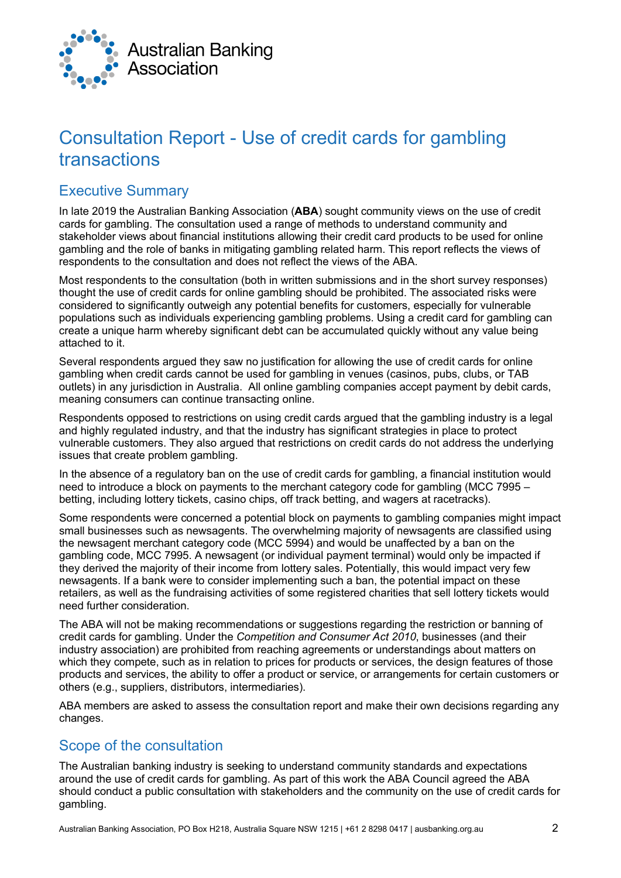# Consultation Report - Use of credit cards for gambling transactions

## Executive Summary

In late 2019 the Australian Banking Association (**ABA**) sought community views on the use of credit cards for gambling. The consultation used a range of methods to understand community and stakeholder views about financial institutions allowing their credit card products to be used for online gambling and the role of banks in mitigating gambling related harm. This report reflects the views of respondents to the consultation and does not reflect the views of the ABA.

Most respondents to the consultation (both in written submissions and in the short survey responses) thought the use of credit cards for online gambling should be prohibited. The associated risks were considered to significantly outweigh any potential benefits for customers, especially for vulnerable populations such as individuals experiencing gambling problems. Using a credit card for gambling can create a unique harm whereby significant debt can be accumulated quickly without any value being attached to it.

Several respondents argued they saw no justification for allowing the use of credit cards for online gambling when credit cards cannot be used for gambling in venues (casinos, pubs, clubs, or TAB outlets) in any jurisdiction in Australia. All online gambling companies accept payment by debit cards, meaning consumers can continue transacting online.

Respondents opposed to restrictions on using credit cards argued that the gambling industry is a legal and highly regulated industry, and that the industry has significant strategies in place to protect vulnerable customers. They also argued that restrictions on credit cards do not address the underlying issues that create problem gambling.

In the absence of a regulatory ban on the use of credit cards for gambling, a financial institution would need to introduce a block on payments to the merchant category code for gambling (MCC 7995 – betting, including lottery tickets, casino chips, off track betting, and wagers at racetracks).

Some respondents were concerned a potential block on payments to gambling companies might impact small businesses such as newsagents. The overwhelming majority of newsagents are classified using the newsagent merchant category code (MCC 5994) and would be unaffected by a ban on the gambling code, MCC 7995. A newsagent (or individual payment terminal) would only be impacted if they derived the majority of their income from lottery sales. Potentially, this would impact very few newsagents. If a bank were to consider implementing such a ban, the potential impact on these retailers, as well as the fundraising activities of some registered charities that sell lottery tickets would need further consideration.

The ABA will not be making recommendations or suggestions regarding the restriction or banning of credit cards for gambling. Under the *Competition and Consumer Act 2010*, businesses (and their industry association) are prohibited from reaching agreements or understandings about matters on which they compete, such as in relation to prices for products or services, the design features of those products and services, the ability to offer a product or service, or arrangements for certain customers or others (e.g., suppliers, distributors, intermediaries).

ABA members are asked to assess the consultation report and make their own decisions regarding any changes.

## Scope of the consultation

The Australian banking industry is seeking to understand community standards and expectations around the use of credit cards for gambling. As part of this work the ABA Council agreed the ABA should conduct a public consultation with stakeholders and the community on the use of credit cards for gambling.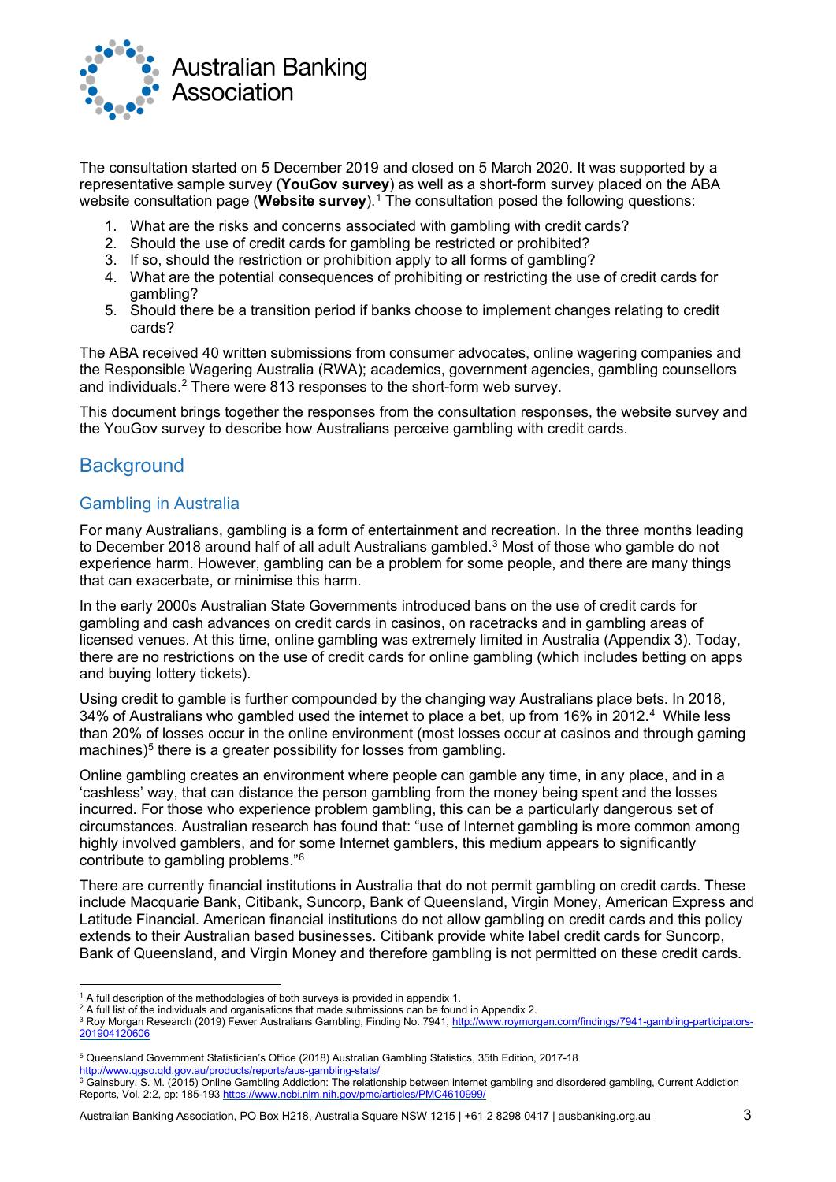The consultation started on 5 December 2019 and closed on 5 March 2020. It was supported by a representative sample survey (**YouGov survey**) as well as a short-form survey placed on the ABA website consultation page (**Website survey**).[1] The consultation posed the following questions:

1. What are the risks and concerns associated with gambling with credit cards?
2. Should the use of credit cards for gambling be restricted or prohibited?
3. If so, should the restriction or prohibition apply to all forms of gambling?
4. What are the potential consequences of prohibiting or restricting the use of credit cards for gambling?
5. Should there be a transition period if banks choose to implement changes relating to credit cards?

The ABA received 40 written submissions from consumer advocates, online wagering companies and the Responsible Wagering Australia (RWA); academics, government agencies, gambling counsellors and individuals.[2] There were 813 responses to the short-form web survey.

This document brings together the responses from the consultation responses, the website survey and the YouGov survey to describe how Australians perceive gambling with credit cards.

## Background

### Gambling in Australia

For many Australians, gambling is a form of entertainment and recreation. In the three months leading to December 2018 around half of all adult Australians gambled.[3] Most of those who gamble do not experience harm. However, gambling can be a problem for some people, and there are many things that can exacerbate, or minimise this harm.

In the early 2000s Australian State Governments introduced bans on the use of credit cards for gambling and cash advances on credit cards in casinos, on racetracks and in gambling areas of licensed venues. At this time, online gambling was extremely limited in Australia (Appendix 3). Today, there are no restrictions on the use of credit cards for online gambling (which includes betting on apps and buying lottery tickets).

Using credit to gamble is further compounded by the changing way Australians place bets. In 2018, 34% of Australians who gambled used the internet to place a bet, up from 16% in 2012.[4] While less than 20% of losses occur in the online environment (most losses occur at casinos and through gaming machines)[5] there is a greater possibility for losses from gambling.

Online gambling creates an environment where people can gamble any time, in any place, and in a 'cashless' way, that can distance the person gambling from the money being spent and the losses incurred. For those who experience problem gambling, this can be a particularly dangerous set of circumstances. Australian research has found that: "use of Internet gambling is more common among highly involved gamblers, and for some Internet gamblers, this medium appears to significantly contribute to gambling problems."[6]

There are currently financial institutions in Australia that do not permit gambling on credit cards. These include Macquarie Bank, Citibank, Suncorp, Bank of Queensland, Virgin Money, American Express and Latitude Financial. American financial institutions do not allow gambling on credit cards and this policy extends to their Australian based businesses. Citibank provide white label credit cards for Suncorp, Bank of Queensland, and Virgin Money and therefore gambling is not permitted on these credit cards.

---

[1] A full description of the methodologies of both surveys is provided in appendix 1.

[2] A full list of the individuals and organisations that made submissions can be found in Appendix 2.

[3] Roy Morgan Research (2019) Fewer Australians Gambling, Finding No. 7941, http://www.roymorgan.com/findings/7941-gambling-participators-201904120606

[5] Queensland Government Statistician's Office (2018) Australian Gambling Statistics, 35th Edition, 2017-18 http://www.qgso.qld.gov.au/products/reports/aus-gambling-stats/

[6] Gainsbury, S. M. (2015) Online Gambling Addiction: The relationship between internet gambling and disordered gambling, Current Addiction Reports, Vol. 2:2, pp: 185-193 https://www.ncbi.nlm.nih.gov/pmc/articles/PMC4610999/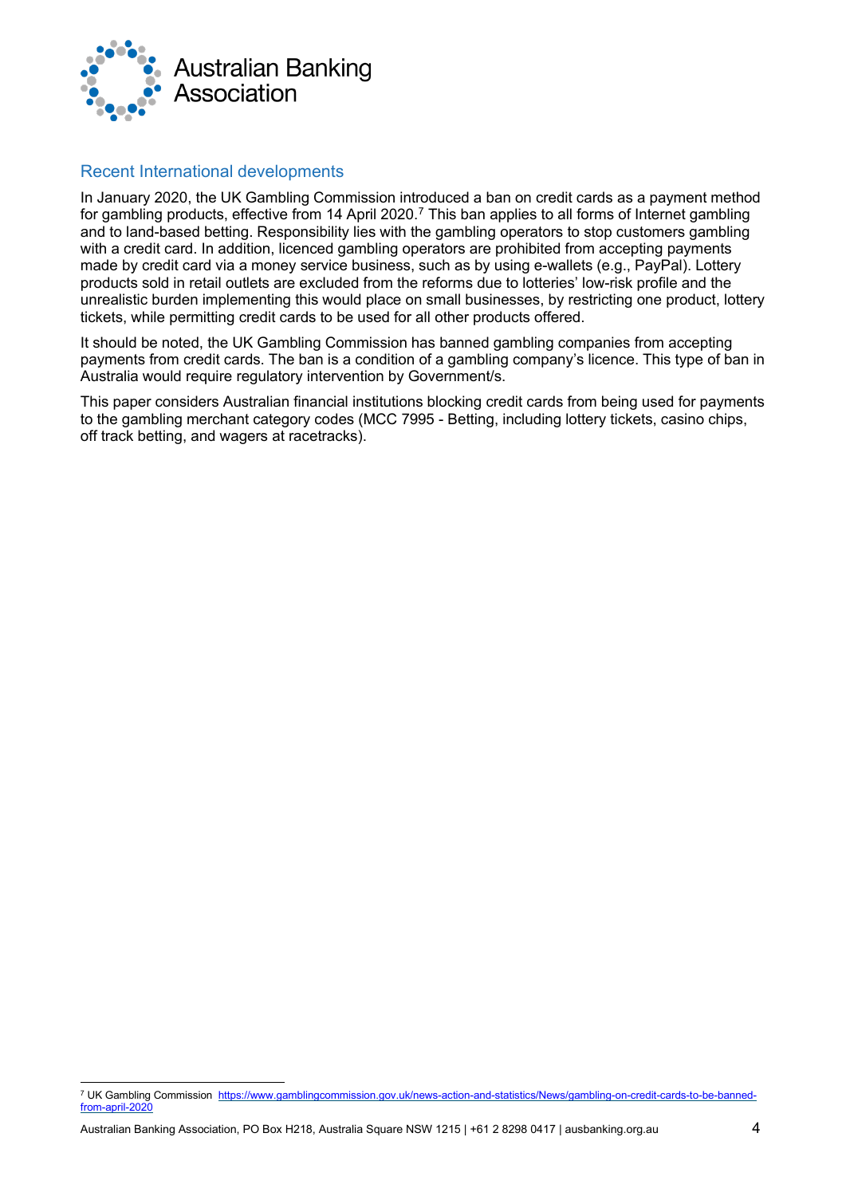## Recent International developments

In January 2020, the UK Gambling Commission introduced a ban on credit cards as a payment method for gambling products, effective from 14 April 2020.[7] This ban applies to all forms of Internet gambling and to land-based betting. Responsibility lies with the gambling operators to stop customers gambling with a credit card. In addition, licenced gambling operators are prohibited from accepting payments made by credit card via a money service business, such as by using e-wallets (e.g., PayPal). Lottery products sold in retail outlets are excluded from the reforms due to lotteries' low-risk profile and the unrealistic burden implementing this would place on small businesses, by restricting one product, lottery tickets, while permitting credit cards to be used for all other products offered.

It should be noted, the UK Gambling Commission has banned gambling companies from accepting payments from credit cards. The ban is a condition of a gambling company's licence. This type of ban in Australia would require regulatory intervention by Government/s.

This paper considers Australian financial institutions blocking credit cards from being used for payments to the gambling merchant category codes (MCC 7995 - Betting, including lottery tickets, casino chips, off track betting, and wagers at racetracks).

---

[7] UK Gambling Commission https://www.gamblingcommission.gov.uk/news-action-and-statistics/News/gambling-on-credit-cards-to-be-banned-from-april-2020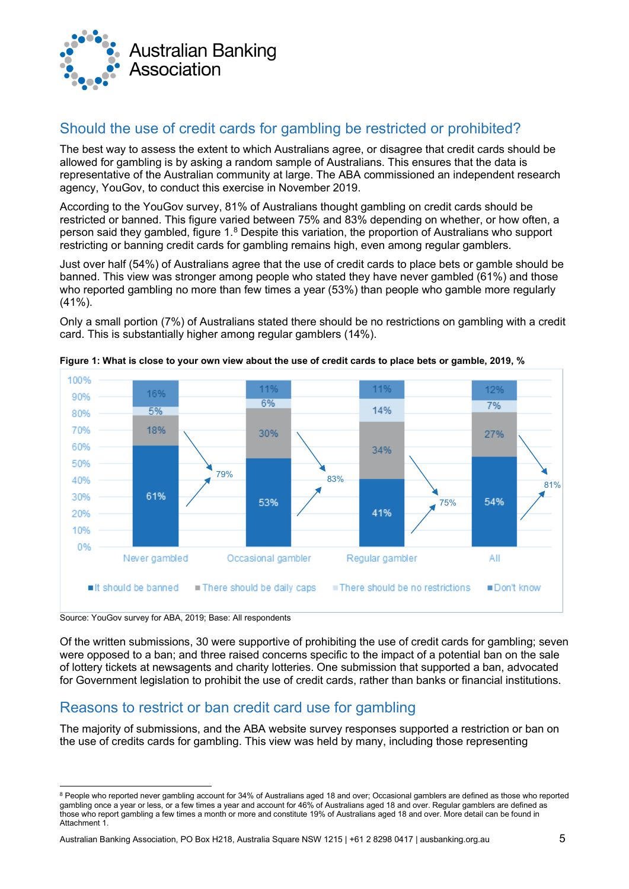## Should the use of credit cards for gambling be restricted or prohibited?

The best way to assess the extent to which Australians agree, or disagree that credit cards should be allowed for gambling is by asking a random sample of Australians. This ensures that the data is representative of the Australian community at large. The ABA commissioned an independent research agency, YouGov, to conduct this exercise in November 2019.

According to the YouGov survey, 81% of Australians thought gambling on credit cards should be restricted or banned. This figure varied between 75% and 83% depending on whether, or how often, a person said they gambled, figure 1.[8] Despite this variation, the proportion of Australians who support restricting or banning credit cards for gambling remains high, even among regular gamblers.

Just over half (54%) of Australians agree that the use of credit cards to place bets or gamble should be banned. This view was stronger among people who stated they have never gambled (61%) and those who reported gambling no more than few times a year (53%) than people who gamble more regularly (41%).

Only a small portion (7%) of Australians stated there should be no restrictions on gambling with a credit card. This is substantially higher among regular gamblers (14%).

**Figure 1: What is close to your own view about the use of credit cards to place bets or gamble, 2019, %**

| | Never gambled | Occasional gambler | Regular gambler | All |
|---|---|---|---|---|
| It should be banned | 61% | 53% | 41% | 54% |
| There should be daily caps | 18% | 30% | 34% | 27% |
| There should be no restrictions | 5% | 6% | 14% | 7% |
| Don't know | 16% | 11% | 11% | 12% |
| Banned or daily caps (total) | 79% | 83% | 75% | 81% |

Source: YouGov survey for ABA, 2019; Base: All respondents

Of the written submissions, 30 were supportive of prohibiting the use of credit cards for gambling; seven were opposed to a ban; and three raised concerns specific to the impact of a potential ban on the sale of lottery tickets at newsagents and charity lotteries. One submission that supported a ban, advocated for Government legislation to prohibit the use of credit cards, rather than banks or financial institutions.

## Reasons to restrict or ban credit card use for gambling

The majority of submissions, and the ABA website survey responses supported a restriction or ban on the use of credits cards for gambling. This view was held by many, including those representing

---

[8] People who reported never gambling account for 34% of Australians aged 18 and over; Occasional gamblers are defined as those who reported gambling once a year or less, or a few times a year and account for 46% of Australians aged 18 and over. Regular gamblers are defined as those who report gambling a few times a month or more and constitute 19% of Australians aged 18 and over. More detail can be found in Attachment 1.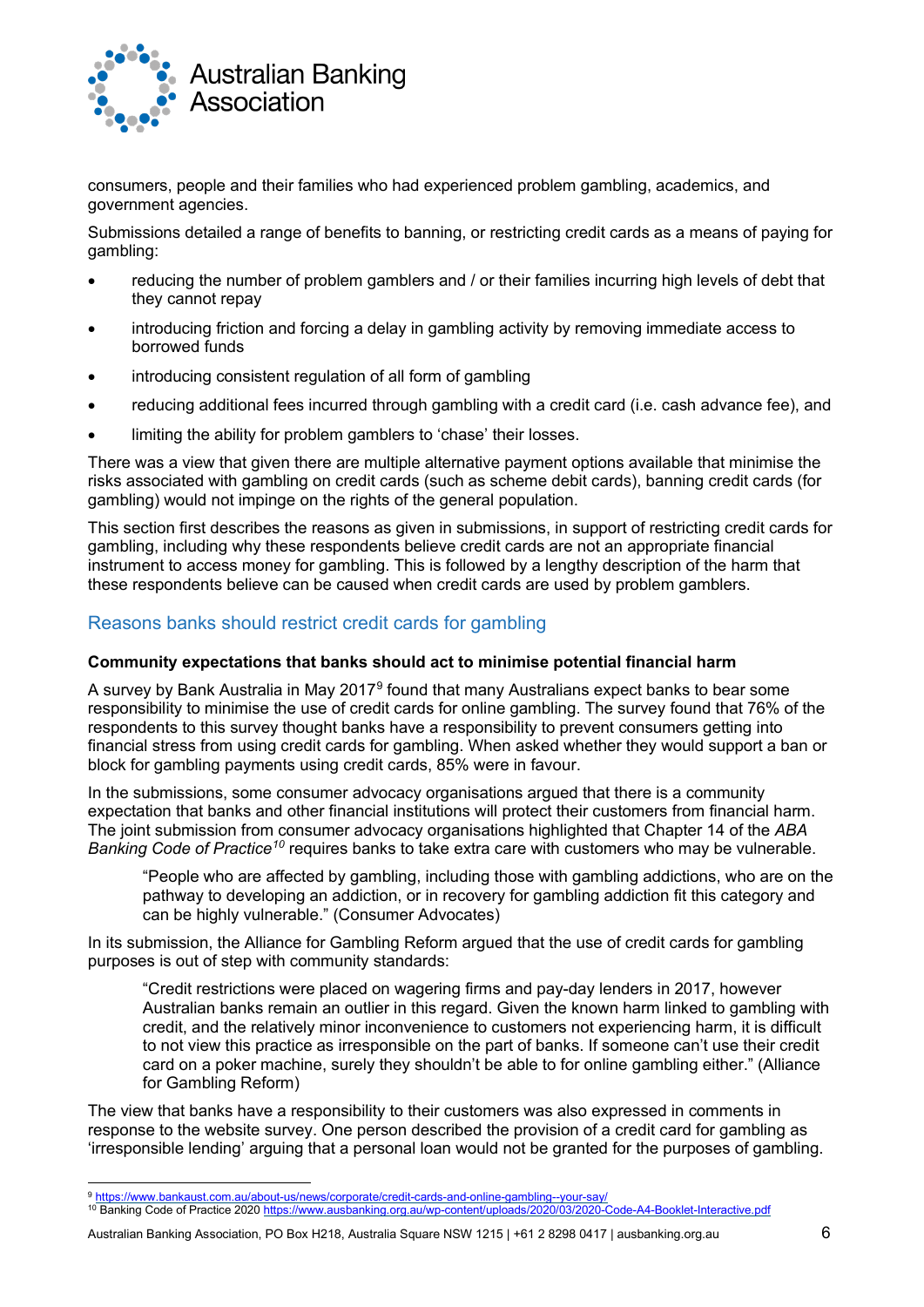consumers, people and their families who had experienced problem gambling, academics, and government agencies.

Submissions detailed a range of benefits to banning, or restricting credit cards as a means of paying for gambling:

- reducing the number of problem gamblers and / or their families incurring high levels of debt that they cannot repay
- introducing friction and forcing a delay in gambling activity by removing immediate access to borrowed funds
- introducing consistent regulation of all form of gambling
- reducing additional fees incurred through gambling with a credit card (i.e. cash advance fee), and
- limiting the ability for problem gamblers to 'chase' their losses.

There was a view that given there are multiple alternative payment options available that minimise the risks associated with gambling on credit cards (such as scheme debit cards), banning credit cards (for gambling) would not impinge on the rights of the general population.

This section first describes the reasons as given in submissions, in support of restricting credit cards for gambling, including why these respondents believe credit cards are not an appropriate financial instrument to access money for gambling. This is followed by a lengthy description of the harm that these respondents believe can be caused when credit cards are used by problem gamblers.

## Reasons banks should restrict credit cards for gambling

**Community expectations that banks should act to minimise potential financial harm**

A survey by Bank Australia in May 2017[9] found that many Australians expect banks to bear some responsibility to minimise the use of credit cards for online gambling. The survey found that 76% of the respondents to this survey thought banks have a responsibility to prevent consumers getting into financial stress from using credit cards for gambling. When asked whether they would support a ban or block for gambling payments using credit cards, 85% were in favour.

In the submissions, some consumer advocacy organisations argued that there is a community expectation that banks and other financial institutions will protect their customers from financial harm. The joint submission from consumer advocacy organisations highlighted that Chapter 14 of the *ABA Banking Code of Practice*[10] requires banks to take extra care with customers who may be vulnerable.

> "People who are affected by gambling, including those with gambling addictions, who are on the pathway to developing an addiction, or in recovery for gambling addiction fit this category and can be highly vulnerable." (Consumer Advocates)

In its submission, the Alliance for Gambling Reform argued that the use of credit cards for gambling purposes is out of step with community standards:

> "Credit restrictions were placed on wagering firms and pay-day lenders in 2017, however Australian banks remain an outlier in this regard. Given the known harm linked to gambling with credit, and the relatively minor inconvenience to customers not experiencing harm, it is difficult to not view this practice as irresponsible on the part of banks. If someone can't use their credit card on a poker machine, surely they shouldn't be able to for online gambling either." (Alliance for Gambling Reform)

The view that banks have a responsibility to their customers was also expressed in comments in response to the website survey. One person described the provision of a credit card for gambling as 'irresponsible lending' arguing that a personal loan would not be granted for the purposes of gambling.

---

[9] https://www.bankaust.com.au/about-us/news/corporate/credit-cards-and-online-gambling--your-say/

[10] Banking Code of Practice 2020 https://www.ausbanking.org.au/wp-content/uploads/2020/03/2020-Code-A4-Booklet-Interactive.pdf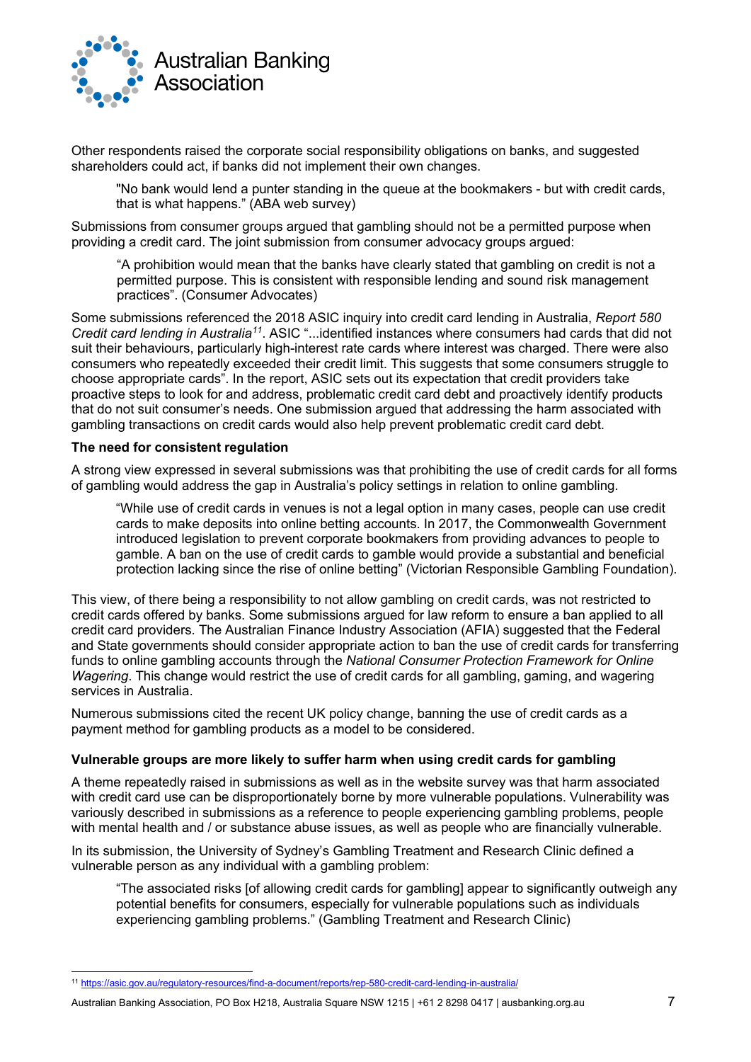Other respondents raised the corporate social responsibility obligations on banks, and suggested shareholders could act, if banks did not implement their own changes.

> "No bank would lend a punter standing in the queue at the bookmakers - but with credit cards, that is what happens." (ABA web survey)

Submissions from consumer groups argued that gambling should not be a permitted purpose when providing a credit card. The joint submission from consumer advocacy groups argued:

> "A prohibition would mean that the banks have clearly stated that gambling on credit is not a permitted purpose. This is consistent with responsible lending and sound risk management practices". (Consumer Advocates)

Some submissions referenced the 2018 ASIC inquiry into credit card lending in Australia, *Report 580 Credit card lending in Australia*[11]. ASIC "...identified instances where consumers had cards that did not suit their behaviours, particularly high-interest rate cards where interest was charged. There were also consumers who repeatedly exceeded their credit limit. This suggests that some consumers struggle to choose appropriate cards". In the report, ASIC sets out its expectation that credit providers take proactive steps to look for and address, problematic credit card debt and proactively identify products that do not suit consumer's needs. One submission argued that addressing the harm associated with gambling transactions on credit cards would also help prevent problematic credit card debt.

**The need for consistent regulation**

A strong view expressed in several submissions was that prohibiting the use of credit cards for all forms of gambling would address the gap in Australia's policy settings in relation to online gambling.

> "While use of credit cards in venues is not a legal option in many cases, people can use credit cards to make deposits into online betting accounts. In 2017, the Commonwealth Government introduced legislation to prevent corporate bookmakers from providing advances to people to gamble. A ban on the use of credit cards to gamble would provide a substantial and beneficial protection lacking since the rise of online betting" (Victorian Responsible Gambling Foundation).

This view, of there being a responsibility to not allow gambling on credit cards, was not restricted to credit cards offered by banks. Some submissions argued for law reform to ensure a ban applied to all credit card providers. The Australian Finance Industry Association (AFIA) suggested that the Federal and State governments should consider appropriate action to ban the use of credit cards for transferring funds to online gambling accounts through the *National Consumer Protection Framework for Online Wagering*. This change would restrict the use of credit cards for all gambling, gaming, and wagering services in Australia.

Numerous submissions cited the recent UK policy change, banning the use of credit cards as a payment method for gambling products as a model to be considered.

**Vulnerable groups are more likely to suffer harm when using credit cards for gambling**

A theme repeatedly raised in submissions as well as in the website survey was that harm associated with credit card use can be disproportionately borne by more vulnerable populations. Vulnerability was variously described in submissions as a reference to people experiencing gambling problems, people with mental health and / or substance abuse issues, as well as people who are financially vulnerable.

In its submission, the University of Sydney's Gambling Treatment and Research Clinic defined a vulnerable person as any individual with a gambling problem:

> "The associated risks [of allowing credit cards for gambling] appear to significantly outweigh any potential benefits for consumers, especially for vulnerable populations such as individuals experiencing gambling problems." (Gambling Treatment and Research Clinic)

[11] https://asic.gov.au/regulatory-resources/find-a-document/reports/rep-580-credit-card-lending-in-australia/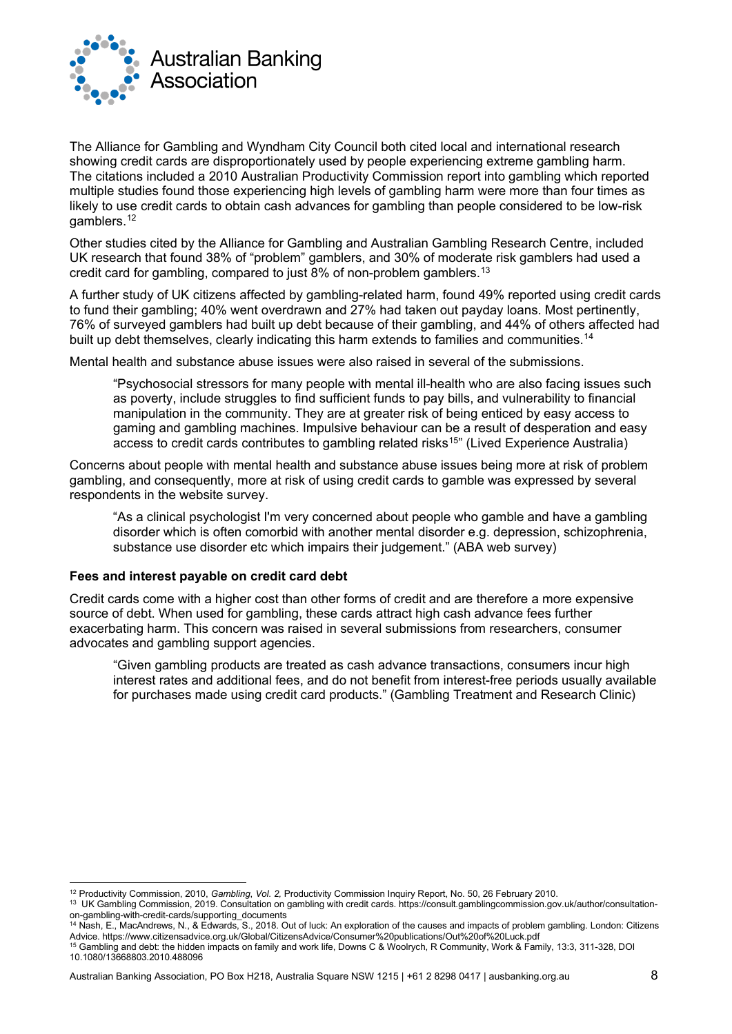The Alliance for Gambling and Wyndham City Council both cited local and international research showing credit cards are disproportionately used by people experiencing extreme gambling harm. The citations included a 2010 Australian Productivity Commission report into gambling which reported multiple studies found those experiencing high levels of gambling harm were more than four times as likely to use credit cards to obtain cash advances for gambling than people considered to be low-risk gamblers.[12]

Other studies cited by the Alliance for Gambling and Australian Gambling Research Centre, included UK research that found 38% of "problem" gamblers, and 30% of moderate risk gamblers had used a credit card for gambling, compared to just 8% of non-problem gamblers.[13]

A further study of UK citizens affected by gambling-related harm, found 49% reported using credit cards to fund their gambling; 40% went overdrawn and 27% had taken out payday loans. Most pertinently, 76% of surveyed gamblers had built up debt because of their gambling, and 44% of others affected had built up debt themselves, clearly indicating this harm extends to families and communities.[14]

Mental health and substance abuse issues were also raised in several of the submissions.

> "Psychosocial stressors for many people with mental ill-health who are also facing issues such as poverty, include struggles to find sufficient funds to pay bills, and vulnerability to financial manipulation in the community. They are at greater risk of being enticed by easy access to gaming and gambling machines. Impulsive behaviour can be a result of desperation and easy access to credit cards contributes to gambling related risks[15]" (Lived Experience Australia)

Concerns about people with mental health and substance abuse issues being more at risk of problem gambling, and consequently, more at risk of using credit cards to gamble was expressed by several respondents in the website survey.

> "As a clinical psychologist I'm very concerned about people who gamble and have a gambling disorder which is often comorbid with another mental disorder e.g. depression, schizophrenia, substance use disorder etc which impairs their judgement." (ABA web survey)

**Fees and interest payable on credit card debt**

Credit cards come with a higher cost than other forms of credit and are therefore a more expensive source of debt. When used for gambling, these cards attract high cash advance fees further exacerbating harm. This concern was raised in several submissions from researchers, consumer advocates and gambling support agencies.

> "Given gambling products are treated as cash advance transactions, consumers incur high interest rates and additional fees, and do not benefit from interest-free periods usually available for purchases made using credit card products." (Gambling Treatment and Research Clinic)

---

[12] Productivity Commission, 2010, *Gambling, Vol. 2,* Productivity Commission Inquiry Report, No. 50, 26 February 2010.

[13] UK Gambling Commission, 2019. Consultation on gambling with credit cards. https://consult.gamblingcommission.gov.uk/author/consultation-on-gambling-with-credit-cards/supporting_documents

[14] Nash, E., MacAndrews, N., & Edwards, S., 2018. Out of luck: An exploration of the causes and impacts of problem gambling. London: Citizens Advice. https://www.citizensadvice.org.uk/Global/CitizensAdvice/Consumer%20publications/Out%20of%20Luck.pdf

[15] Gambling and debt: the hidden impacts on family and work life, Downs C & Woolrych, R Community, Work & Family, 13:3, 311-328, DOI 10.1080/13668803.2010.488096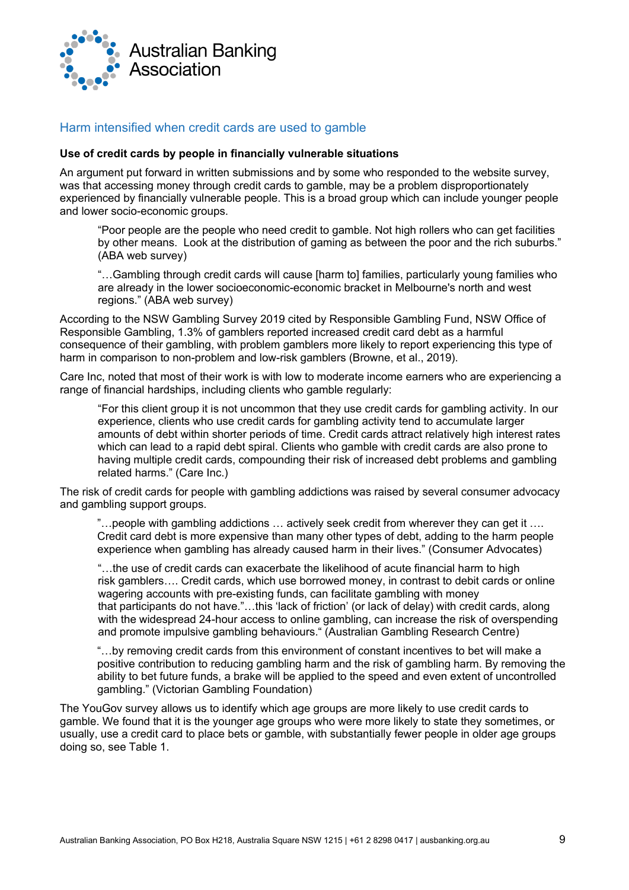## Harm intensified when credit cards are used to gamble

**Use of credit cards by people in financially vulnerable situations**

An argument put forward in written submissions and by some who responded to the website survey, was that accessing money through credit cards to gamble, may be a problem disproportionately experienced by financially vulnerable people. This is a broad group which can include younger people and lower socio-economic groups.

> "Poor people are the people who need credit to gamble. Not high rollers who can get facilities by other means. Look at the distribution of gaming as between the poor and the rich suburbs." (ABA web survey)

> "…Gambling through credit cards will cause [harm to] families, particularly young families who are already in the lower socioeconomic-economic bracket in Melbourne's north and west regions." (ABA web survey)

According to the NSW Gambling Survey 2019 cited by Responsible Gambling Fund, NSW Office of Responsible Gambling, 1.3% of gamblers reported increased credit card debt as a harmful consequence of their gambling, with problem gamblers more likely to report experiencing this type of harm in comparison to non-problem and low-risk gamblers (Browne, et al., 2019).

Care Inc, noted that most of their work is with low to moderate income earners who are experiencing a range of financial hardships, including clients who gamble regularly:

> "For this client group it is not uncommon that they use credit cards for gambling activity. In our experience, clients who use credit cards for gambling activity tend to accumulate larger amounts of debt within shorter periods of time. Credit cards attract relatively high interest rates which can lead to a rapid debt spiral. Clients who gamble with credit cards are also prone to having multiple credit cards, compounding their risk of increased debt problems and gambling related harms." (Care Inc.)

The risk of credit cards for people with gambling addictions was raised by several consumer advocacy and gambling support groups.

> "…people with gambling addictions … actively seek credit from wherever they can get it …. Credit card debt is more expensive than many other types of debt, adding to the harm people experience when gambling has already caused harm in their lives." (Consumer Advocates)

> "…the use of credit cards can exacerbate the likelihood of acute financial harm to high risk gamblers…. Credit cards, which use borrowed money, in contrast to debit cards or online wagering accounts with pre-existing funds, can facilitate gambling with money that participants do not have."…this 'lack of friction' (or lack of delay) with credit cards, along with the widespread 24-hour access to online gambling, can increase the risk of overspending and promote impulsive gambling behaviours." (Australian Gambling Research Centre)

> "…by removing credit cards from this environment of constant incentives to bet will make a positive contribution to reducing gambling harm and the risk of gambling harm. By removing the ability to bet future funds, a brake will be applied to the speed and even extent of uncontrolled gambling." (Victorian Gambling Foundation)

The YouGov survey allows us to identify which age groups are more likely to use credit cards to gamble. We found that it is the younger age groups who were more likely to state they sometimes, or usually, use a credit card to place bets or gamble, with substantially fewer people in older age groups doing so, see Table 1.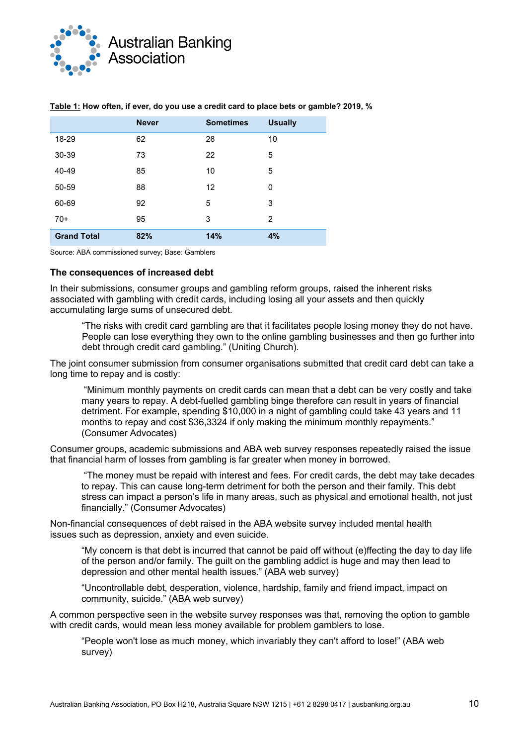**Table 1: How often, if ever, do you use a credit card to place bets or gamble? 2019, %**

| | Never | Sometimes | Usually |
|---|---|---|---|
| 18-29 | 62 | 28 | 10 |
| 30-39 | 73 | 22 | 5 |
| 40-49 | 85 | 10 | 5 |
| 50-59 | 88 | 12 | 0 |
| 60-69 | 92 | 5 | 3 |
| 70+ | 95 | 3 | 2 |
| **Grand Total** | **82%** | **14%** | **4%** |

Source: ABA commissioned survey; Base: Gamblers

### The consequences of increased debt

In their submissions, consumer groups and gambling reform groups, raised the inherent risks associated with gambling with credit cards, including losing all your assets and then quickly accumulating large sums of unsecured debt.

> "The risks with credit card gambling are that it facilitates people losing money they do not have. People can lose everything they own to the online gambling businesses and then go further into debt through credit card gambling." (Uniting Church).

The joint consumer submission from consumer organisations submitted that credit card debt can take a long time to repay and is costly:

> "Minimum monthly payments on credit cards can mean that a debt can be very costly and take many years to repay. A debt-fuelled gambling binge therefore can result in years of financial detriment. For example, spending $10,000 in a night of gambling could take 43 years and 11 months to repay and cost $36,3324 if only making the minimum monthly repayments." (Consumer Advocates)

Consumer groups, academic submissions and ABA web survey responses repeatedly raised the issue that financial harm of losses from gambling is far greater when money in borrowed.

> "The money must be repaid with interest and fees. For credit cards, the debt may take decades to repay. This can cause long-term detriment for both the person and their family. This debt stress can impact a person's life in many areas, such as physical and emotional health, not just financially." (Consumer Advocates)

Non-financial consequences of debt raised in the ABA website survey included mental health issues such as depression, anxiety and even suicide.

> "My concern is that debt is incurred that cannot be paid off without (e)ffecting the day to day life of the person and/or family. The guilt on the gambling addict is huge and may then lead to depression and other mental health issues." (ABA web survey)
>
> "Uncontrollable debt, desperation, violence, hardship, family and friend impact, impact on community, suicide." (ABA web survey)

A common perspective seen in the website survey responses was that, removing the option to gamble with credit cards, would mean less money available for problem gamblers to lose.

> "People won't lose as much money, which invariably they can't afford to lose!" (ABA web survey)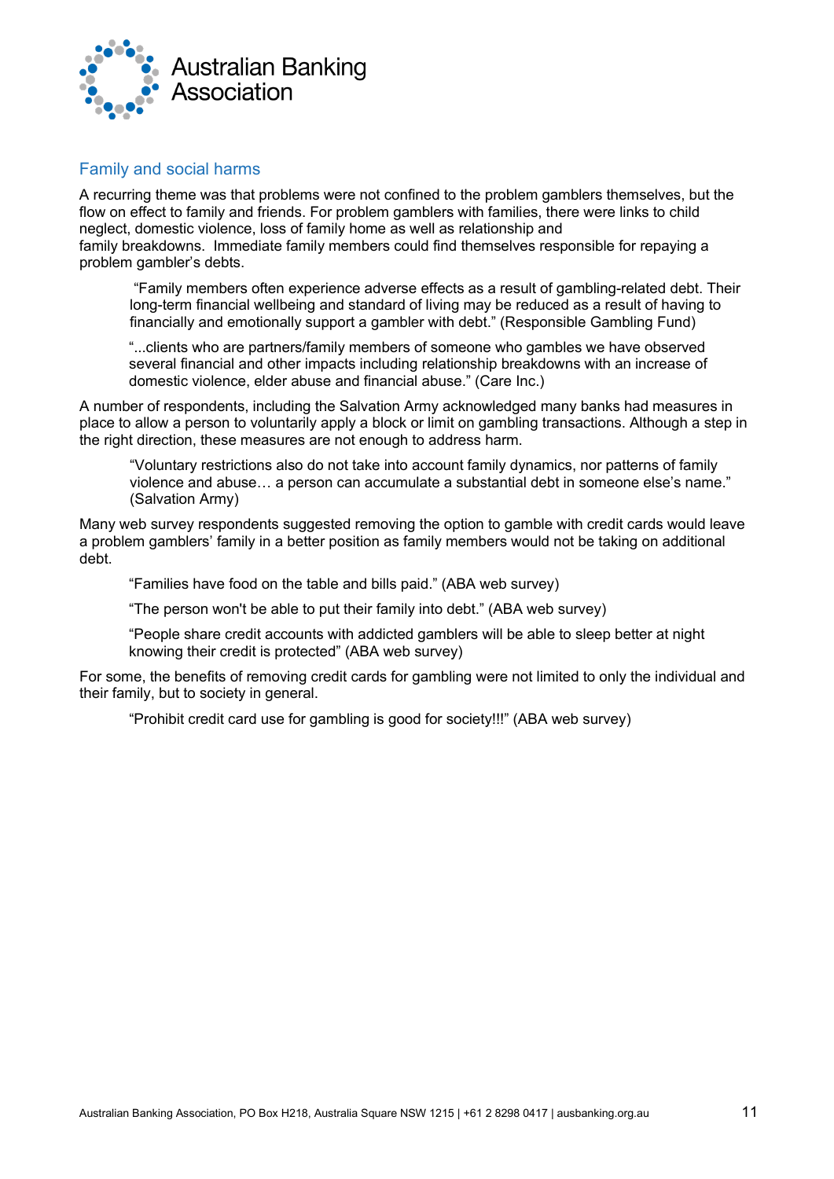## Family and social harms

A recurring theme was that problems were not confined to the problem gamblers themselves, but the flow on effect to family and friends. For problem gamblers with families, there were links to child neglect, domestic violence, loss of family home as well as relationship and family breakdowns. Immediate family members could find themselves responsible for repaying a problem gambler's debts.

> "Family members often experience adverse effects as a result of gambling-related debt. Their long-term financial wellbeing and standard of living may be reduced as a result of having to financially and emotionally support a gambler with debt." (Responsible Gambling Fund)

> "...clients who are partners/family members of someone who gambles we have observed several financial and other impacts including relationship breakdowns with an increase of domestic violence, elder abuse and financial abuse." (Care Inc.)

A number of respondents, including the Salvation Army acknowledged many banks had measures in place to allow a person to voluntarily apply a block or limit on gambling transactions. Although a step in the right direction, these measures are not enough to address harm.

> "Voluntary restrictions also do not take into account family dynamics, nor patterns of family violence and abuse… a person can accumulate a substantial debt in someone else's name." (Salvation Army)

Many web survey respondents suggested removing the option to gamble with credit cards would leave a problem gamblers' family in a better position as family members would not be taking on additional debt.

> "Families have food on the table and bills paid." (ABA web survey)

> "The person won't be able to put their family into debt." (ABA web survey)

> "People share credit accounts with addicted gamblers will be able to sleep better at night knowing their credit is protected" (ABA web survey)

For some, the benefits of removing credit cards for gambling were not limited to only the individual and their family, but to society in general.

> "Prohibit credit card use for gambling is good for society!!!" (ABA web survey)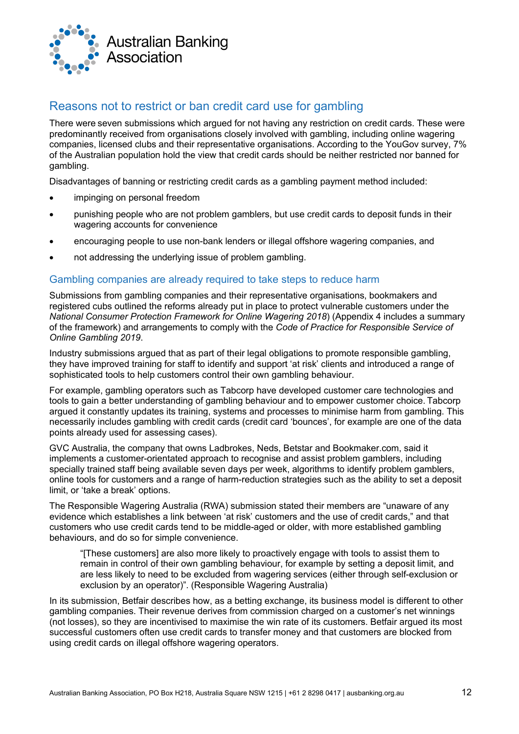## Reasons not to restrict or ban credit card use for gambling

There were seven submissions which argued for not having any restriction on credit cards. These were predominantly received from organisations closely involved with gambling, including online wagering companies, licensed clubs and their representative organisations. According to the YouGov survey, 7% of the Australian population hold the view that credit cards should be neither restricted nor banned for gambling.

Disadvantages of banning or restricting credit cards as a gambling payment method included:

- impinging on personal freedom
- punishing people who are not problem gamblers, but use credit cards to deposit funds in their wagering accounts for convenience
- encouraging people to use non-bank lenders or illegal offshore wagering companies, and
- not addressing the underlying issue of problem gambling.

### Gambling companies are already required to take steps to reduce harm

Submissions from gambling companies and their representative organisations, bookmakers and registered cubs outlined the reforms already put in place to protect vulnerable customers under the *National Consumer Protection Framework for Online Wagering 2018*) (Appendix 4 includes a summary of the framework) and arrangements to comply with the *Code of Practice for Responsible Service of Online Gambling 2019*.

Industry submissions argued that as part of their legal obligations to promote responsible gambling, they have improved training for staff to identify and support 'at risk' clients and introduced a range of sophisticated tools to help customers control their own gambling behaviour.

For example, gambling operators such as Tabcorp have developed customer care technologies and tools to gain a better understanding of gambling behaviour and to empower customer choice. Tabcorp argued it constantly updates its training, systems and processes to minimise harm from gambling. This necessarily includes gambling with credit cards (credit card 'bounces', for example are one of the data points already used for assessing cases).

GVC Australia, the company that owns Ladbrokes, Neds, Betstar and Bookmaker.com, said it implements a customer-orientated approach to recognise and assist problem gamblers, including specially trained staff being available seven days per week, algorithms to identify problem gamblers, online tools for customers and a range of harm-reduction strategies such as the ability to set a deposit limit, or 'take a break' options.

The Responsible Wagering Australia (RWA) submission stated their members are "unaware of any evidence which establishes a link between 'at risk' customers and the use of credit cards," and that customers who use credit cards tend to be middle-aged or older, with more established gambling behaviours, and do so for simple convenience.

> "[These customers] are also more likely to proactively engage with tools to assist them to remain in control of their own gambling behaviour, for example by setting a deposit limit, and are less likely to need to be excluded from wagering services (either through self-exclusion or exclusion by an operator)". (Responsible Wagering Australia)

In its submission, Betfair describes how, as a betting exchange, its business model is different to other gambling companies. Their revenue derives from commission charged on a customer's net winnings (not losses), so they are incentivised to maximise the win rate of its customers. Betfair argued its most successful customers often use credit cards to transfer money and that customers are blocked from using credit cards on illegal offshore wagering operators.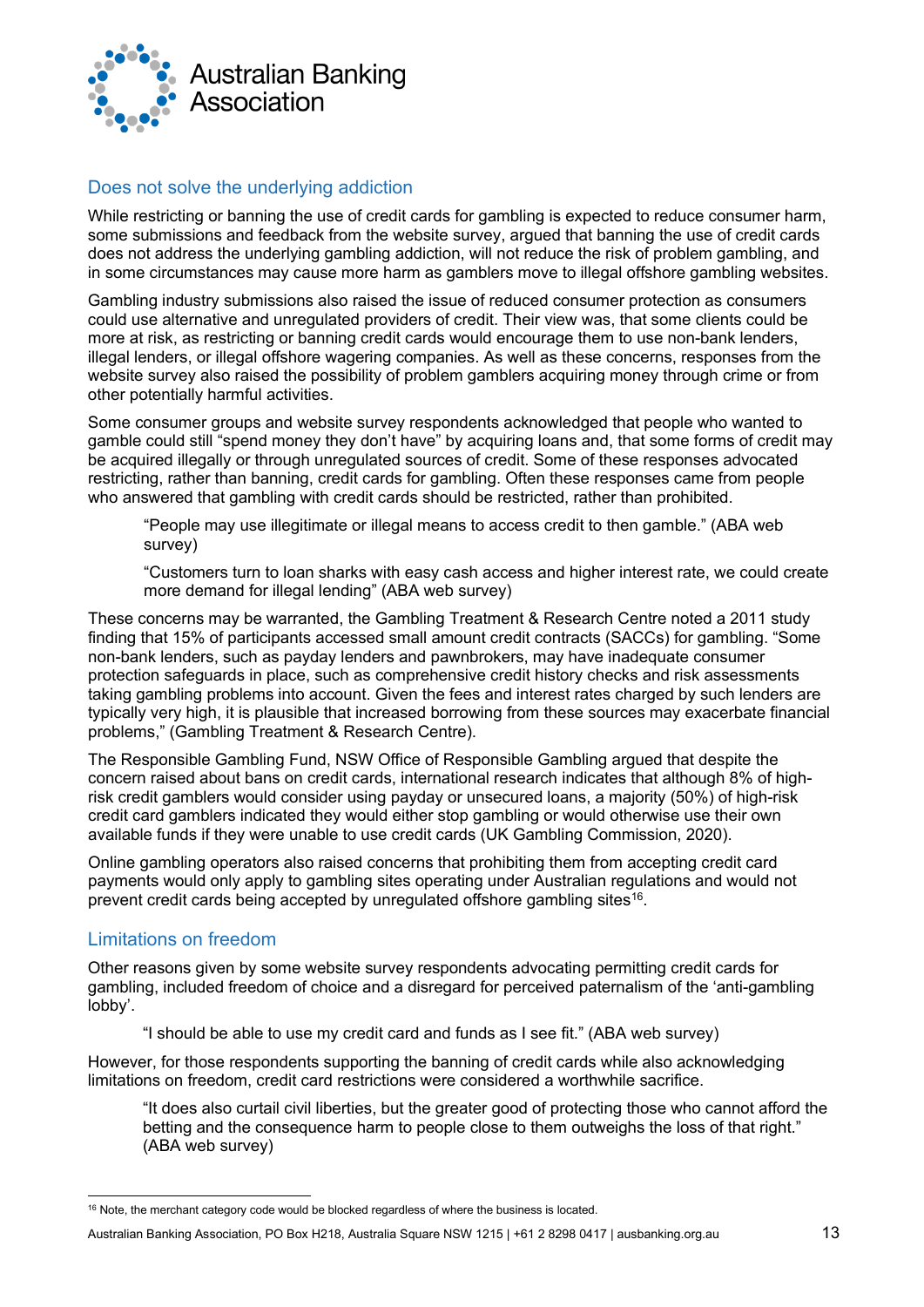## Does not solve the underlying addiction

While restricting or banning the use of credit cards for gambling is expected to reduce consumer harm, some submissions and feedback from the website survey, argued that banning the use of credit cards does not address the underlying gambling addiction, will not reduce the risk of problem gambling, and in some circumstances may cause more harm as gamblers move to illegal offshore gambling websites.

Gambling industry submissions also raised the issue of reduced consumer protection as consumers could use alternative and unregulated providers of credit. Their view was, that some clients could be more at risk, as restricting or banning credit cards would encourage them to use non-bank lenders, illegal lenders, or illegal offshore wagering companies. As well as these concerns, responses from the website survey also raised the possibility of problem gamblers acquiring money through crime or from other potentially harmful activities.

Some consumer groups and website survey respondents acknowledged that people who wanted to gamble could still "spend money they don't have" by acquiring loans and, that some forms of credit may be acquired illegally or through unregulated sources of credit. Some of these responses advocated restricting, rather than banning, credit cards for gambling. Often these responses came from people who answered that gambling with credit cards should be restricted, rather than prohibited.

> "People may use illegitimate or illegal means to access credit to then gamble." (ABA web survey)

> "Customers turn to loan sharks with easy cash access and higher interest rate, we could create more demand for illegal lending" (ABA web survey)

These concerns may be warranted, the Gambling Treatment & Research Centre noted a 2011 study finding that 15% of participants accessed small amount credit contracts (SACCs) for gambling. "Some non-bank lenders, such as payday lenders and pawnbrokers, may have inadequate consumer protection safeguards in place, such as comprehensive credit history checks and risk assessments taking gambling problems into account. Given the fees and interest rates charged by such lenders are typically very high, it is plausible that increased borrowing from these sources may exacerbate financial problems," (Gambling Treatment & Research Centre).

The Responsible Gambling Fund, NSW Office of Responsible Gambling argued that despite the concern raised about bans on credit cards, international research indicates that although 8% of high-risk credit gamblers would consider using payday or unsecured loans, a majority (50%) of high-risk credit card gamblers indicated they would either stop gambling or would otherwise use their own available funds if they were unable to use credit cards (UK Gambling Commission, 2020).

Online gambling operators also raised concerns that prohibiting them from accepting credit card payments would only apply to gambling sites operating under Australian regulations and would not prevent credit cards being accepted by unregulated offshore gambling sites[16].

## Limitations on freedom

Other reasons given by some website survey respondents advocating permitting credit cards for gambling, included freedom of choice and a disregard for perceived paternalism of the 'anti-gambling lobby'.

> "I should be able to use my credit card and funds as I see fit." (ABA web survey)

However, for those respondents supporting the banning of credit cards while also acknowledging limitations on freedom, credit card restrictions were considered a worthwhile sacrifice.

> "It does also curtail civil liberties, but the greater good of protecting those who cannot afford the betting and the consequence harm to people close to them outweighs the loss of that right." (ABA web survey)

[16] Note, the merchant category code would be blocked regardless of where the business is located.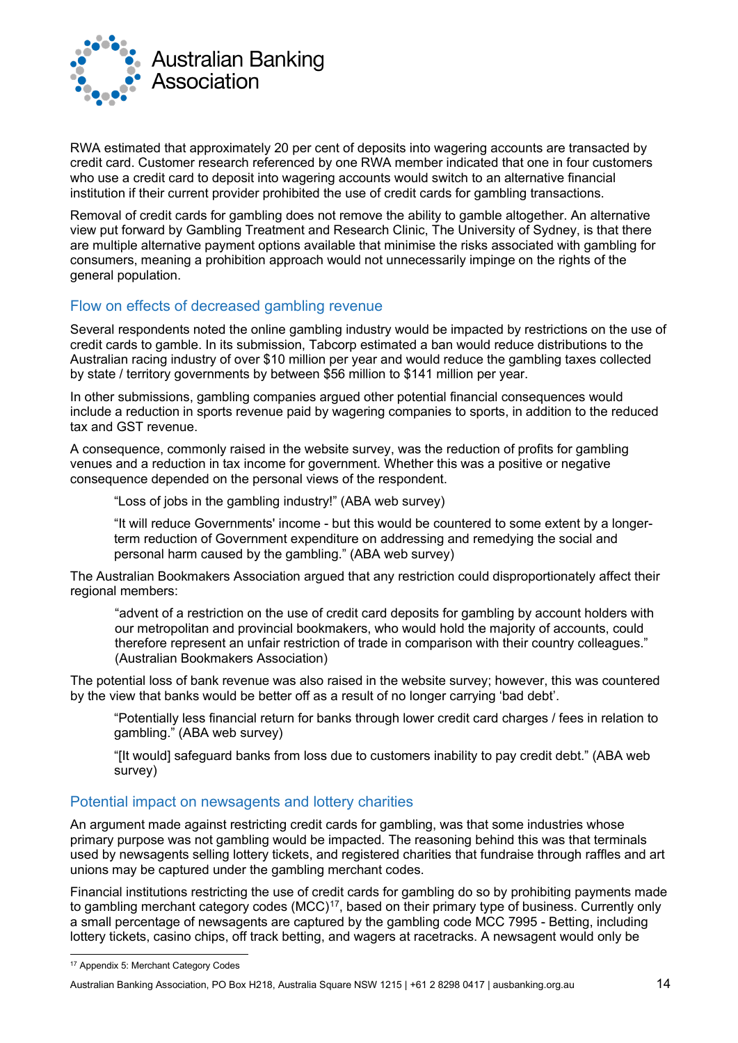RWA estimated that approximately 20 per cent of deposits into wagering accounts are transacted by credit card. Customer research referenced by one RWA member indicated that one in four customers who use a credit card to deposit into wagering accounts would switch to an alternative financial institution if their current provider prohibited the use of credit cards for gambling transactions.

Removal of credit cards for gambling does not remove the ability to gamble altogether. An alternative view put forward by Gambling Treatment and Research Clinic, The University of Sydney, is that there are multiple alternative payment options available that minimise the risks associated with gambling for consumers, meaning a prohibition approach would not unnecessarily impinge on the rights of the general population.

## Flow on effects of decreased gambling revenue

Several respondents noted the online gambling industry would be impacted by restrictions on the use of credit cards to gamble. In its submission, Tabcorp estimated a ban would reduce distributions to the Australian racing industry of over $10 million per year and would reduce the gambling taxes collected by state / territory governments by between $56 million to $141 million per year.

In other submissions, gambling companies argued other potential financial consequences would include a reduction in sports revenue paid by wagering companies to sports, in addition to the reduced tax and GST revenue.

A consequence, commonly raised in the website survey, was the reduction of profits for gambling venues and a reduction in tax income for government. Whether this was a positive or negative consequence depended on the personal views of the respondent.

> "Loss of jobs in the gambling industry!" (ABA web survey)

> "It will reduce Governments' income - but this would be countered to some extent by a longer-term reduction of Government expenditure on addressing and remedying the social and personal harm caused by the gambling." (ABA web survey)

The Australian Bookmakers Association argued that any restriction could disproportionately affect their regional members:

> "advent of a restriction on the use of credit card deposits for gambling by account holders with our metropolitan and provincial bookmakers, who would hold the majority of accounts, could therefore represent an unfair restriction of trade in comparison with their country colleagues." (Australian Bookmakers Association)

The potential loss of bank revenue was also raised in the website survey; however, this was countered by the view that banks would be better off as a result of no longer carrying 'bad debt'.

> "Potentially less financial return for banks through lower credit card charges / fees in relation to gambling." (ABA web survey)

> "[It would] safeguard banks from loss due to customers inability to pay credit debt." (ABA web survey)

## Potential impact on newsagents and lottery charities

An argument made against restricting credit cards for gambling, was that some industries whose primary purpose was not gambling would be impacted. The reasoning behind this was that terminals used by newsagents selling lottery tickets, and registered charities that fundraise through raffles and art unions may be captured under the gambling merchant codes.

Financial institutions restricting the use of credit cards for gambling do so by prohibiting payments made to gambling merchant category codes (MCC)[17], based on their primary type of business. Currently only a small percentage of newsagents are captured by the gambling code MCC 7995 - Betting, including lottery tickets, casino chips, off track betting, and wagers at racetracks. A newsagent would only be

[17] Appendix 5: Merchant Category Codes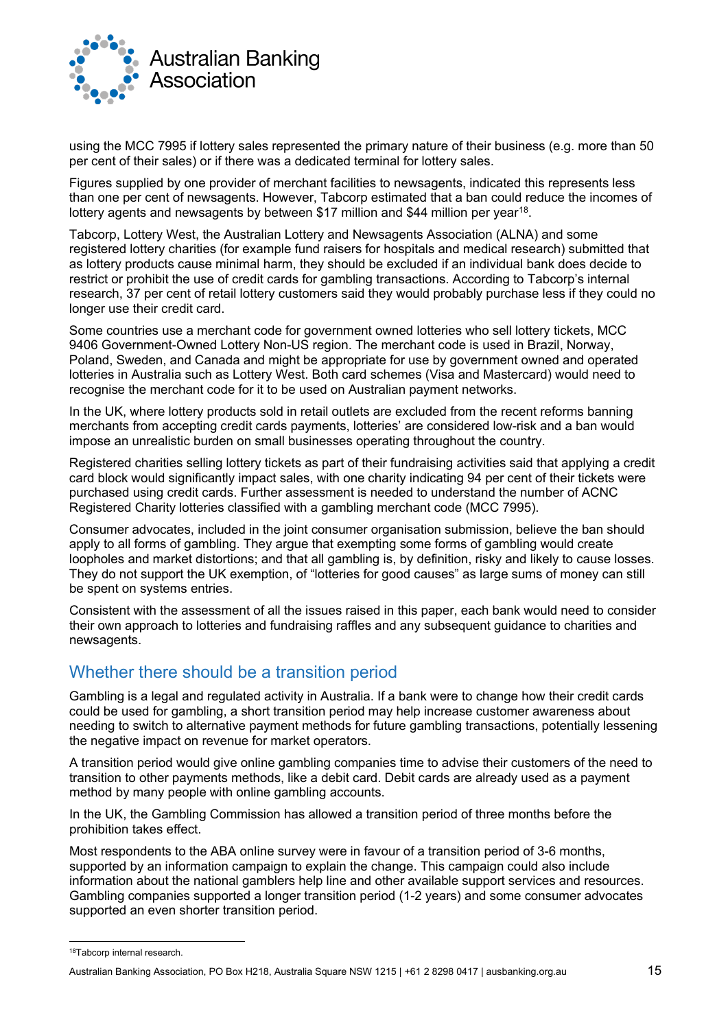using the MCC 7995 if lottery sales represented the primary nature of their business (e.g. more than 50 per cent of their sales) or if there was a dedicated terminal for lottery sales.

Figures supplied by one provider of merchant facilities to newsagents, indicated this represents less than one per cent of newsagents. However, Tabcorp estimated that a ban could reduce the incomes of lottery agents and newsagents by between $17 million and $44 million per year[18].

Tabcorp, Lottery West, the Australian Lottery and Newsagents Association (ALNA) and some registered lottery charities (for example fund raisers for hospitals and medical research) submitted that as lottery products cause minimal harm, they should be excluded if an individual bank does decide to restrict or prohibit the use of credit cards for gambling transactions. According to Tabcorp's internal research, 37 per cent of retail lottery customers said they would probably purchase less if they could no longer use their credit card.

Some countries use a merchant code for government owned lotteries who sell lottery tickets, MCC 9406 Government-Owned Lottery Non-US region. The merchant code is used in Brazil, Norway, Poland, Sweden, and Canada and might be appropriate for use by government owned and operated lotteries in Australia such as Lottery West. Both card schemes (Visa and Mastercard) would need to recognise the merchant code for it to be used on Australian payment networks.

In the UK, where lottery products sold in retail outlets are excluded from the recent reforms banning merchants from accepting credit cards payments, lotteries' are considered low-risk and a ban would impose an unrealistic burden on small businesses operating throughout the country.

Registered charities selling lottery tickets as part of their fundraising activities said that applying a credit card block would significantly impact sales, with one charity indicating 94 per cent of their tickets were purchased using credit cards. Further assessment is needed to understand the number of ACNC Registered Charity lotteries classified with a gambling merchant code (MCC 7995).

Consumer advocates, included in the joint consumer organisation submission, believe the ban should apply to all forms of gambling. They argue that exempting some forms of gambling would create loopholes and market distortions; and that all gambling is, by definition, risky and likely to cause losses. They do not support the UK exemption, of "lotteries for good causes" as large sums of money can still be spent on systems entries.

Consistent with the assessment of all the issues raised in this paper, each bank would need to consider their own approach to lotteries and fundraising raffles and any subsequent guidance to charities and newsagents.

## Whether there should be a transition period

Gambling is a legal and regulated activity in Australia. If a bank were to change how their credit cards could be used for gambling, a short transition period may help increase customer awareness about needing to switch to alternative payment methods for future gambling transactions, potentially lessening the negative impact on revenue for market operators.

A transition period would give online gambling companies time to advise their customers of the need to transition to other payments methods, like a debit card. Debit cards are already used as a payment method by many people with online gambling accounts.

In the UK, the Gambling Commission has allowed a transition period of three months before the prohibition takes effect.

Most respondents to the ABA online survey were in favour of a transition period of 3-6 months, supported by an information campaign to explain the change. This campaign could also include information about the national gamblers help line and other available support services and resources. Gambling companies supported a longer transition period (1-2 years) and some consumer advocates supported an even shorter transition period.

---

[18] Tabcorp internal research.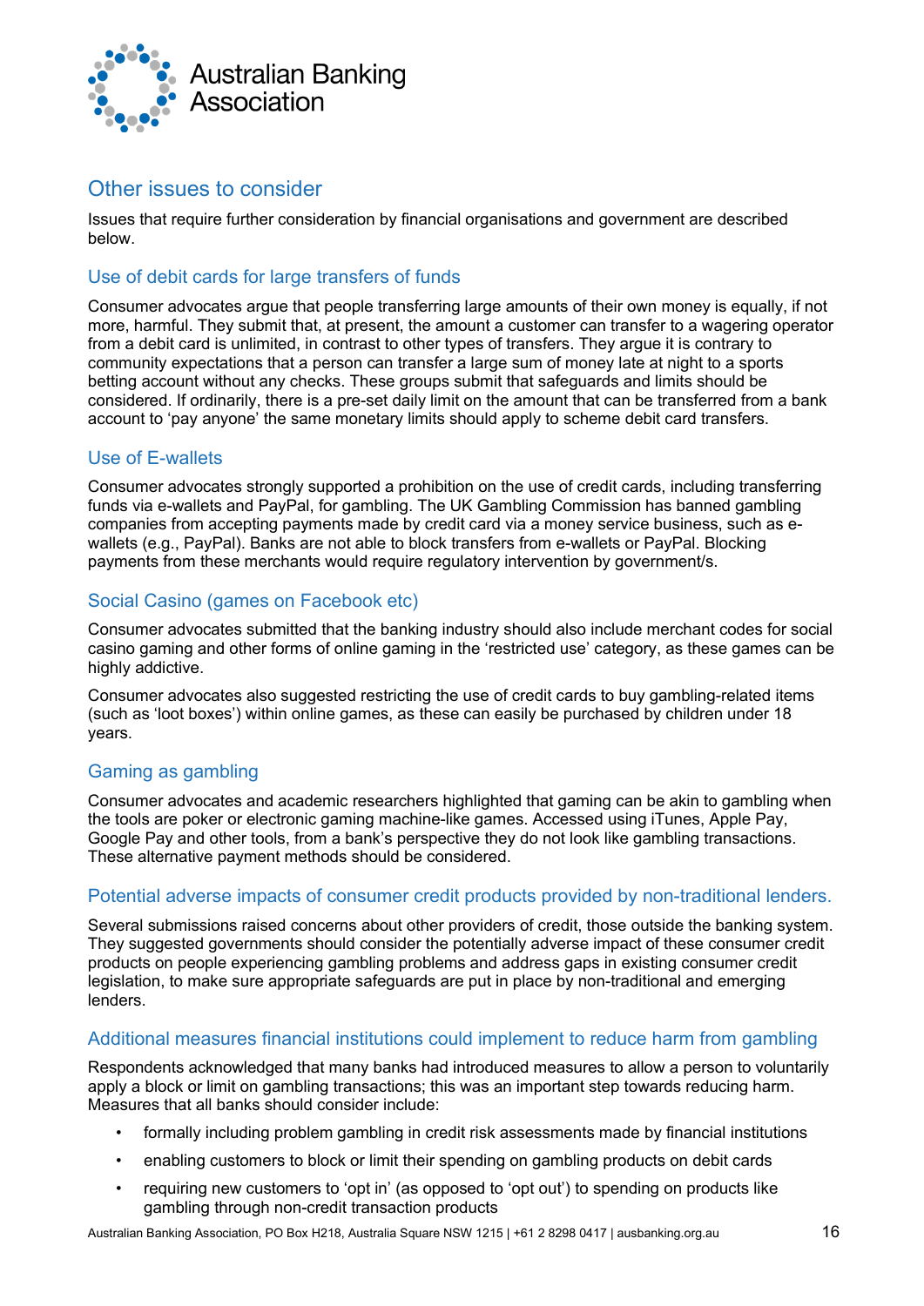## Other issues to consider

Issues that require further consideration by financial organisations and government are described below.

### Use of debit cards for large transfers of funds

Consumer advocates argue that people transferring large amounts of their own money is equally, if not more, harmful. They submit that, at present, the amount a customer can transfer to a wagering operator from a debit card is unlimited, in contrast to other types of transfers. They argue it is contrary to community expectations that a person can transfer a large sum of money late at night to a sports betting account without any checks. These groups submit that safeguards and limits should be considered. If ordinarily, there is a pre-set daily limit on the amount that can be transferred from a bank account to 'pay anyone' the same monetary limits should apply to scheme debit card transfers.

### Use of E-wallets

Consumer advocates strongly supported a prohibition on the use of credit cards, including transferring funds via e-wallets and PayPal, for gambling. The UK Gambling Commission has banned gambling companies from accepting payments made by credit card via a money service business, such as e-wallets (e.g., PayPal). Banks are not able to block transfers from e-wallets or PayPal. Blocking payments from these merchants would require regulatory intervention by government/s.

### Social Casino (games on Facebook etc)

Consumer advocates submitted that the banking industry should also include merchant codes for social casino gaming and other forms of online gaming in the 'restricted use' category, as these games can be highly addictive.

Consumer advocates also suggested restricting the use of credit cards to buy gambling-related items (such as 'loot boxes') within online games, as these can easily be purchased by children under 18 years.

### Gaming as gambling

Consumer advocates and academic researchers highlighted that gaming can be akin to gambling when the tools are poker or electronic gaming machine-like games. Accessed using iTunes, Apple Pay, Google Pay and other tools, from a bank's perspective they do not look like gambling transactions. These alternative payment methods should be considered.

### Potential adverse impacts of consumer credit products provided by non-traditional lenders.

Several submissions raised concerns about other providers of credit, those outside the banking system. They suggested governments should consider the potentially adverse impact of these consumer credit products on people experiencing gambling problems and address gaps in existing consumer credit legislation, to make sure appropriate safeguards are put in place by non-traditional and emerging lenders.

### Additional measures financial institutions could implement to reduce harm from gambling

Respondents acknowledged that many banks had introduced measures to allow a person to voluntarily apply a block or limit on gambling transactions; this was an important step towards reducing harm. Measures that all banks should consider include:

- formally including problem gambling in credit risk assessments made by financial institutions
- enabling customers to block or limit their spending on gambling products on debit cards
- requiring new customers to 'opt in' (as opposed to 'opt out') to spending on products like gambling through non-credit transaction products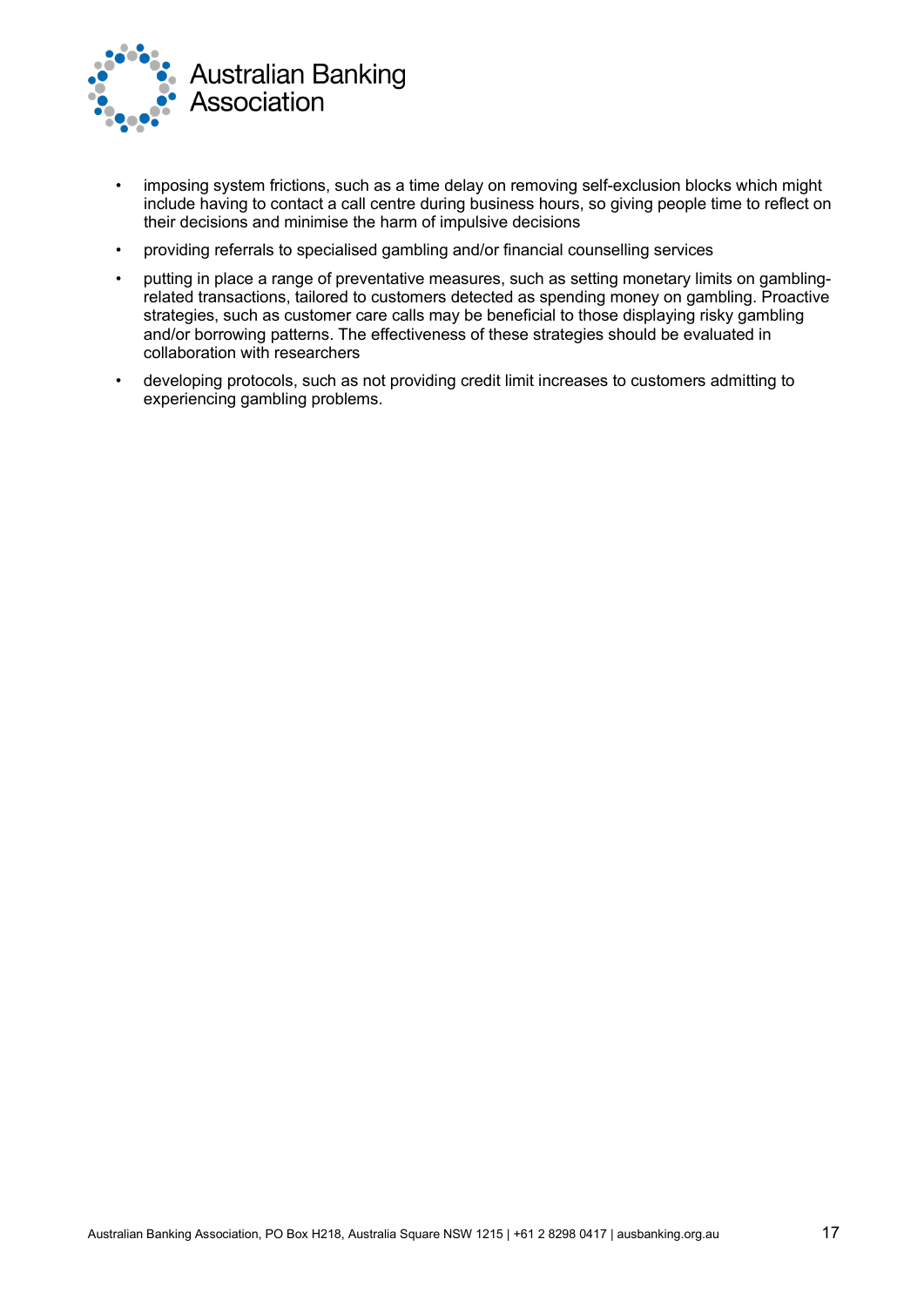- imposing system frictions, such as a time delay on removing self-exclusion blocks which might include having to contact a call centre during business hours, so giving people time to reflect on their decisions and minimise the harm of impulsive decisions
- providing referrals to specialised gambling and/or financial counselling services
- putting in place a range of preventative measures, such as setting monetary limits on gambling-related transactions, tailored to customers detected as spending money on gambling. Proactive strategies, such as customer care calls may be beneficial to those displaying risky gambling and/or borrowing patterns. The effectiveness of these strategies should be evaluated in collaboration with researchers
- developing protocols, such as not providing credit limit increases to customers admitting to experiencing gambling problems.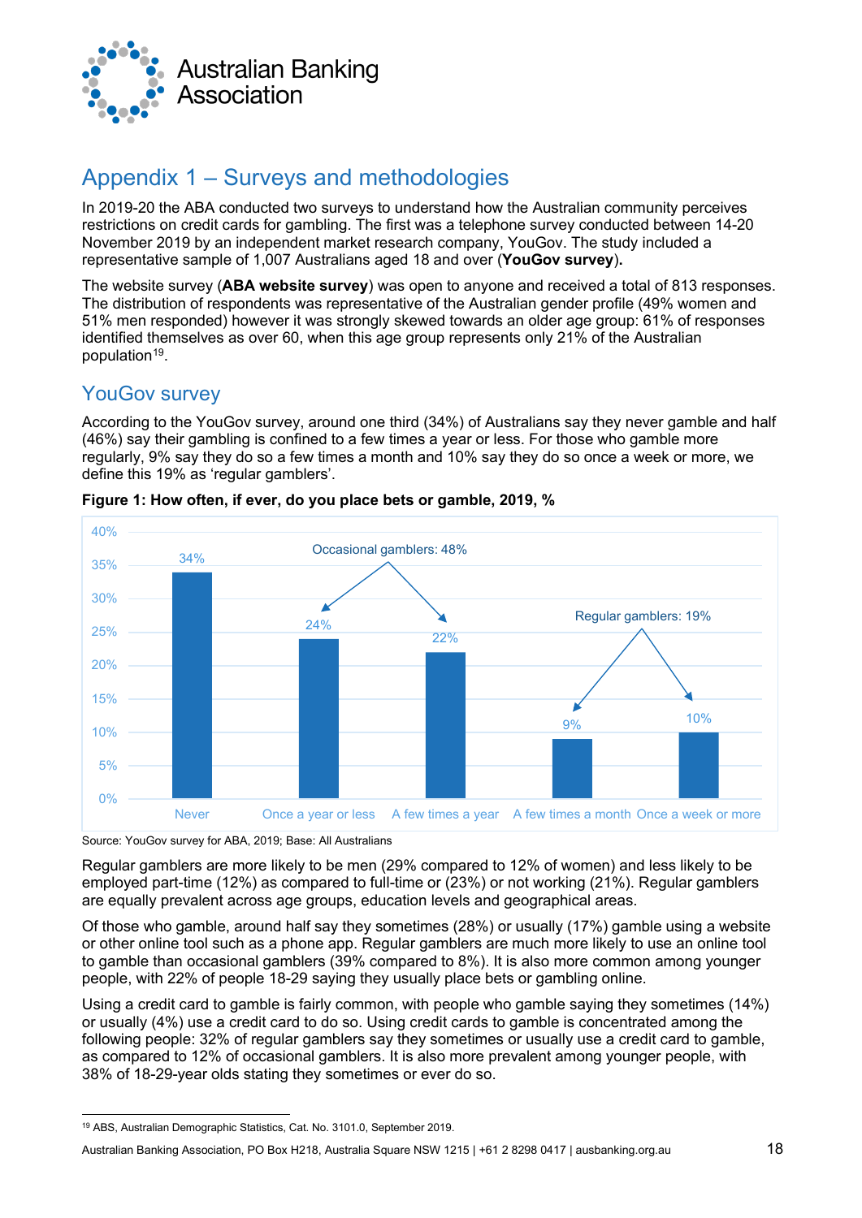## Appendix 1 – Surveys and methodologies

In 2019-20 the ABA conducted two surveys to understand how the Australian community perceives restrictions on credit cards for gambling. The first was a telephone survey conducted between 14-20 November 2019 by an independent market research company, YouGov. The study included a representative sample of 1,007 Australians aged 18 and over (**YouGov survey**).

The website survey (**ABA website survey**) was open to anyone and received a total of 813 responses. The distribution of respondents was representative of the Australian gender profile (49% women and 51% men responded) however it was strongly skewed towards an older age group: 61% of responses identified themselves as over 60, when this age group represents only 21% of the Australian population[19].

### YouGov survey

According to the YouGov survey, around one third (34%) of Australians say they never gamble and half (46%) say their gambling is confined to a few times a year or less. For those who gamble more regularly, 9% say they do so a few times a month and 10% say they do so once a week or more, we define this 19% as 'regular gamblers'.

**Figure 1: How often, if ever, do you place bets or gamble, 2019, %**

| Frequency | % |
|---|---|
| Never | 34% |
| Once a year or less | 24% |
| A few times a year | 22% |
| A few times a month | 9% |
| Once a week or more | 10% |

Occasional gamblers: 48%
Regular gamblers: 19%

Source: YouGov survey for ABA, 2019; Base: All Australians

Regular gamblers are more likely to be men (29% compared to 12% of women) and less likely to be employed part-time (12%) as compared to full-time or (23%) or not working (21%). Regular gamblers are equally prevalent across age groups, education levels and geographical areas.

Of those who gamble, around half say they sometimes (28%) or usually (17%) gamble using a website or other online tool such as a phone app. Regular gamblers are much more likely to use an online tool to gamble than occasional gamblers (39% compared to 8%). It is also more common among younger people, with 22% of people 18-29 saying they usually place bets or gambling online.

Using a credit card to gamble is fairly common, with people who gamble saying they sometimes (14%) or usually (4%) use a credit card to do so. Using credit cards to gamble is concentrated among the following people: 32% of regular gamblers say they sometimes or usually use a credit card to gamble, as compared to 12% of occasional gamblers. It is also more prevalent among younger people, with 38% of 18-29-year olds stating they sometimes or ever do so.

[19] ABS, Australian Demographic Statistics, Cat. No. 3101.0, September 2019.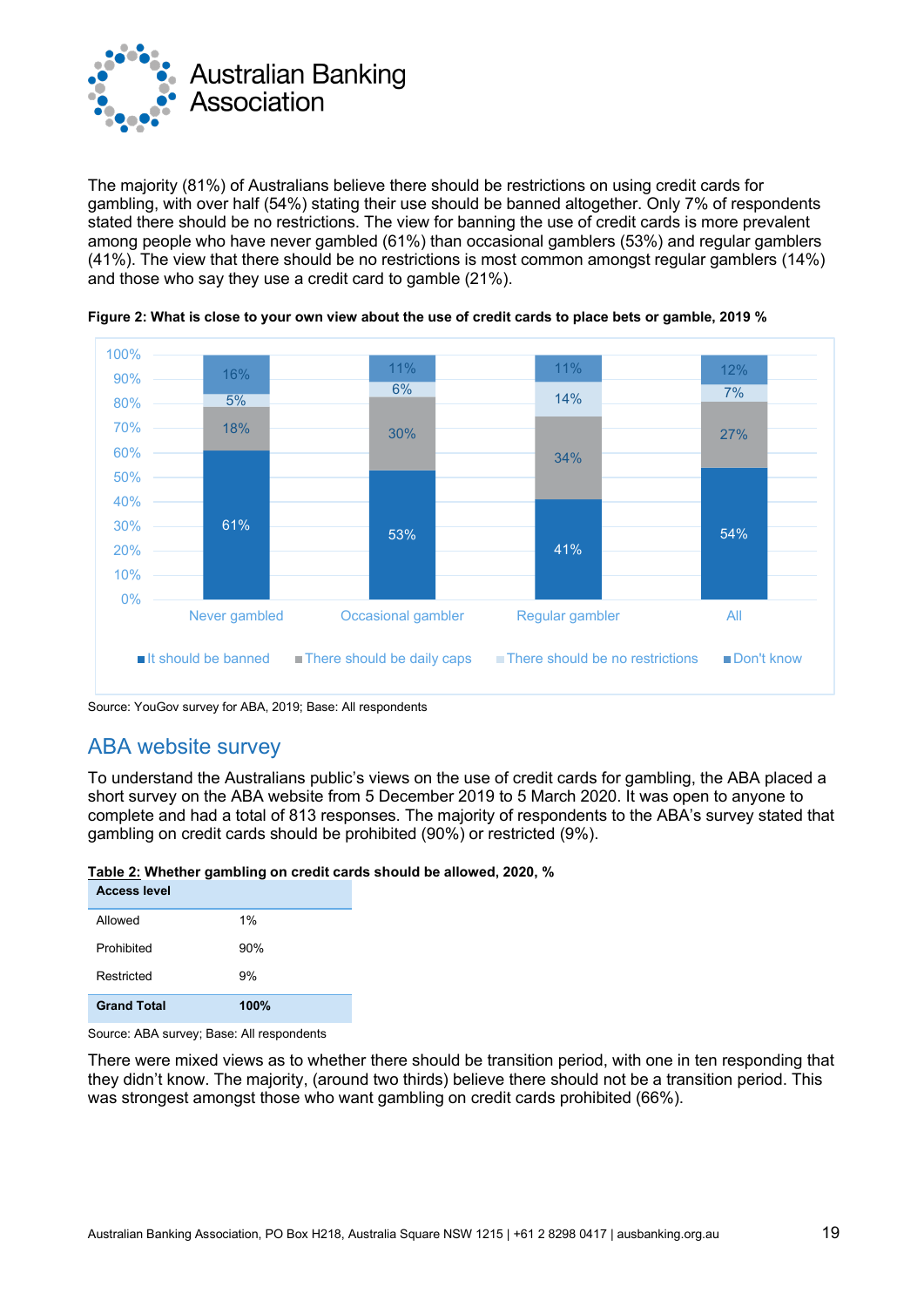The majority (81%) of Australians believe there should be restrictions on using credit cards for gambling, with over half (54%) stating their use should be banned altogether. Only 7% of respondents stated there should be no restrictions. The view for banning the use of credit cards is more prevalent among people who have never gambled (61%) than occasional gamblers (53%) and regular gamblers (41%). The view that there should be no restrictions is most common amongst regular gamblers (14%) and those who say they use a credit card to gamble (21%).

**Figure 2: What is close to your own view about the use of credit cards to place bets or gamble, 2019 %**

| | Never gambled | Occasional gambler | Regular gambler | All |
|---|---|---|---|---|
| It should be banned | 61% | 53% | 41% | 54% |
| There should be daily caps | 18% | 30% | 34% | 27% |
| There should be no restrictions | 5% | 6% | 14% | 7% |
| Don't know | 16% | 11% | 11% | 12% |

Source: YouGov survey for ABA, 2019; Base: All respondents

## ABA website survey

To understand the Australians public's views on the use of credit cards for gambling, the ABA placed a short survey on the ABA website from 5 December 2019 to 5 March 2020. It was open to anyone to complete and had a total of 813 responses. The majority of respondents to the ABA's survey stated that gambling on credit cards should be prohibited (90%) or restricted (9%).

**Table 2: Whether gambling on credit cards should be allowed, 2020, %**

| Access level | |
|---|---|
| Allowed | 1% |
| Prohibited | 90% |
| Restricted | 9% |
| **Grand Total** | **100%** |

Source: ABA survey; Base: All respondents

There were mixed views as to whether there should be transition period, with one in ten responding that they didn't know. The majority, (around two thirds) believe there should not be a transition period. This was strongest amongst those who want gambling on credit cards prohibited (66%).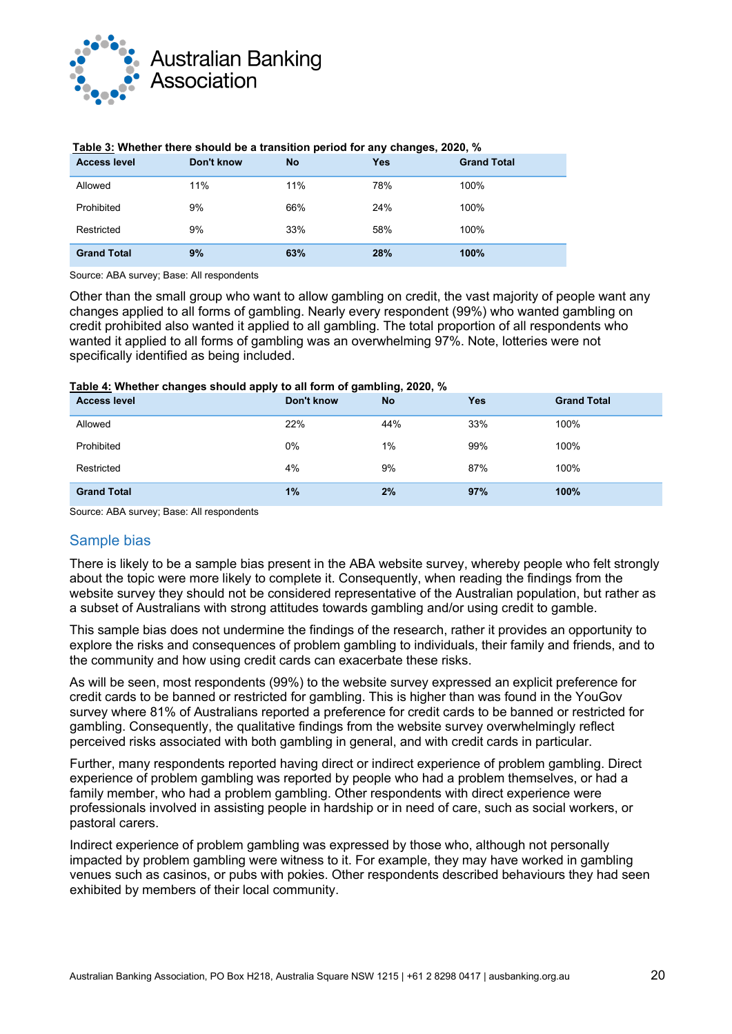**Table 3:** Whether there should be a transition period for any changes, 2020, %

| Access level | Don't know | No | Yes | Grand Total |
|---|---|---|---|---|
| Allowed | 11% | 11% | 78% | 100% |
| Prohibited | 9% | 66% | 24% | 100% |
| Restricted | 9% | 33% | 58% | 100% |
| **Grand Total** | **9%** | **63%** | **28%** | **100%** |

Source: ABA survey; Base: All respondents

Other than the small group who want to allow gambling on credit, the vast majority of people want any changes applied to all forms of gambling. Nearly every respondent (99%) who wanted gambling on credit prohibited also wanted it applied to all gambling. The total proportion of all respondents who wanted it applied to all forms of gambling was an overwhelming 97%. Note, lotteries were not specifically identified as being included.

**Table 4:** Whether changes should apply to all form of gambling, 2020, %

| Access level | Don't know | No | Yes | Grand Total |
|---|---|---|---|---|
| Allowed | 22% | 44% | 33% | 100% |
| Prohibited | 0% | 1% | 99% | 100% |
| Restricted | 4% | 9% | 87% | 100% |
| **Grand Total** | **1%** | **2%** | **97%** | **100%** |

Source: ABA survey; Base: All respondents

## Sample bias

There is likely to be a sample bias present in the ABA website survey, whereby people who felt strongly about the topic were more likely to complete it. Consequently, when reading the findings from the website survey they should not be considered representative of the Australian population, but rather as a subset of Australians with strong attitudes towards gambling and/or using credit to gamble.

This sample bias does not undermine the findings of the research, rather it provides an opportunity to explore the risks and consequences of problem gambling to individuals, their family and friends, and to the community and how using credit cards can exacerbate these risks.

As will be seen, most respondents (99%) to the website survey expressed an explicit preference for credit cards to be banned or restricted for gambling. This is higher than was found in the YouGov survey where 81% of Australians reported a preference for credit cards to be banned or restricted for gambling. Consequently, the qualitative findings from the website survey overwhelmingly reflect perceived risks associated with both gambling in general, and with credit cards in particular.

Further, many respondents reported having direct or indirect experience of problem gambling. Direct experience of problem gambling was reported by people who had a problem themselves, or had a family member, who had a problem gambling. Other respondents with direct experience were professionals involved in assisting people in hardship or in need of care, such as social workers, or pastoral carers.

Indirect experience of problem gambling was expressed by those who, although not personally impacted by problem gambling were witness to it. For example, they may have worked in gambling venues such as casinos, or pubs with pokies. Other respondents described behaviours they had seen exhibited by members of their local community.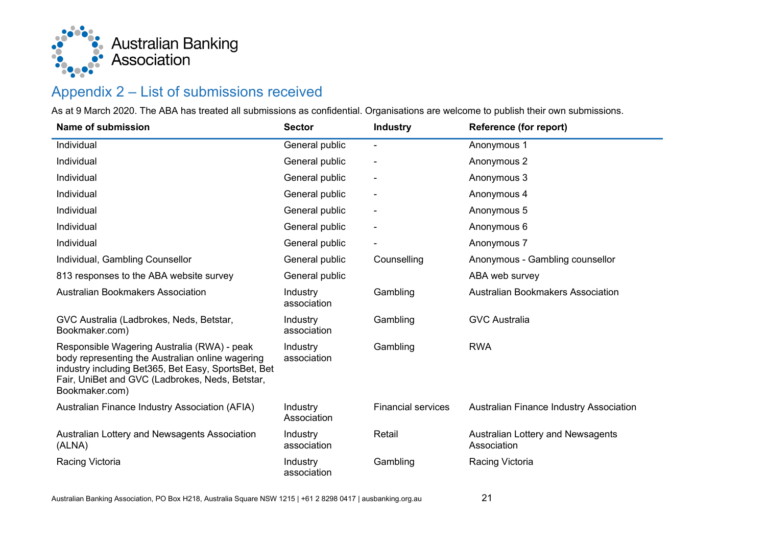## Appendix 2 – List of submissions received

As at 9 March 2020. The ABA has treated all submissions as confidential. Organisations are welcome to publish their own submissions.

| Name of submission | Sector | Industry | Reference (for report) |
|---|---|---|---|
| Individual | General public | - | Anonymous 1 |
| Individual | General public | - | Anonymous 2 |
| Individual | General public | - | Anonymous 3 |
| Individual | General public | - | Anonymous 4 |
| Individual | General public | - | Anonymous 5 |
| Individual | General public | - | Anonymous 6 |
| Individual | General public | - | Anonymous 7 |
| Individual, Gambling Counsellor | General public | Counselling | Anonymous - Gambling counsellor |
| 813 responses to the ABA website survey | General public | | ABA web survey |
| Australian Bookmakers Association | Industry association | Gambling | Australian Bookmakers Association |
| GVC Australia (Ladbrokes, Neds, Betstar, Bookmaker.com) | Industry association | Gambling | GVC Australia |
| Responsible Wagering Australia (RWA) - peak body representing the Australian online wagering industry including Bet365, Bet Easy, SportsBet, Bet Fair, UniBet and GVC (Ladbrokes, Neds, Betstar, Bookmaker.com) | Industry association | Gambling | RWA |
| Australian Finance Industry Association (AFIA) | Industry Association | Financial services | Australian Finance Industry Association |
| Australian Lottery and Newsagents Association (ALNA) | Industry association | Retail | Australian Lottery and Newsagents Association |
| Racing Victoria | Industry association | Gambling | Racing Victoria |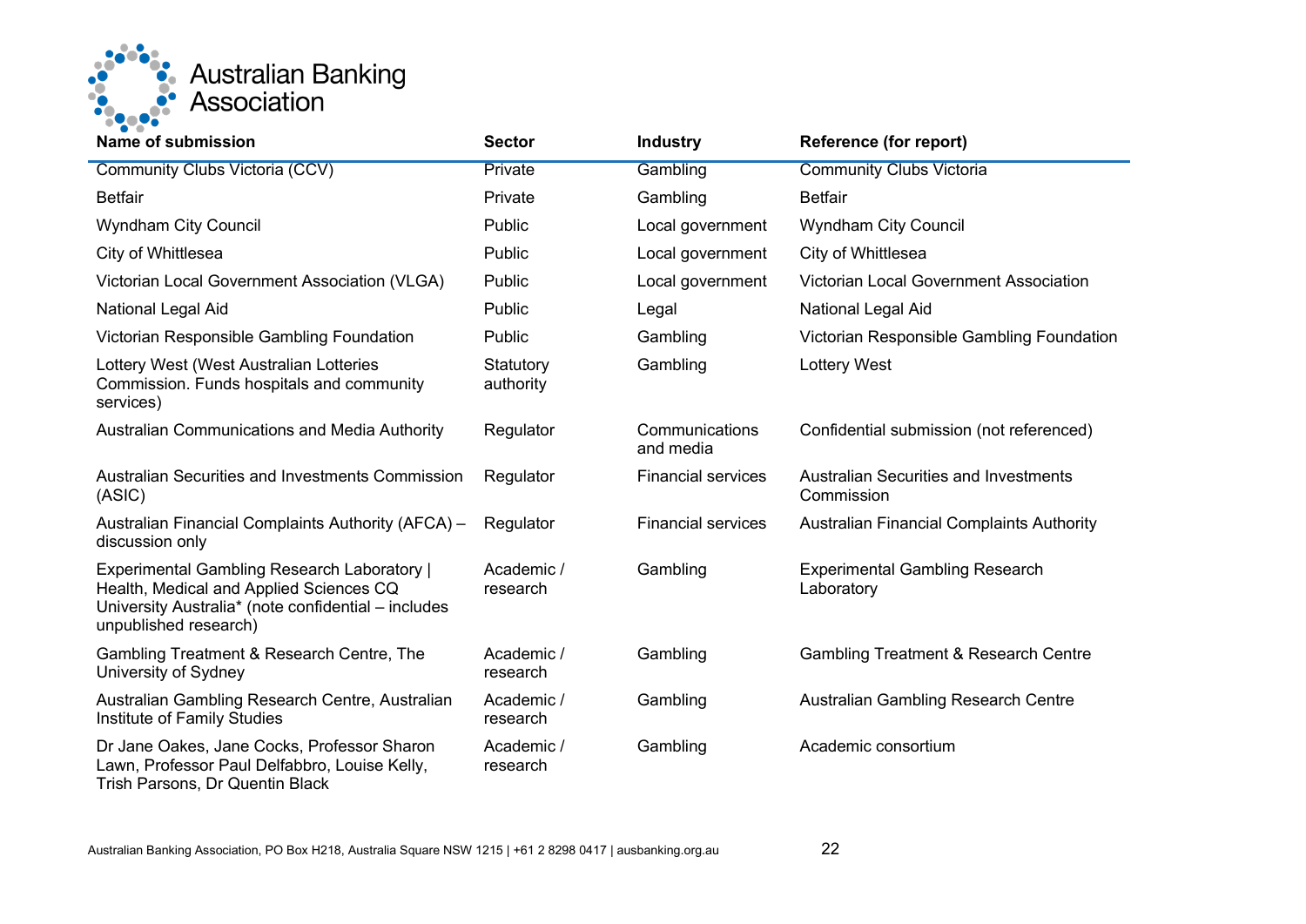| Name of submission | Sector | Industry | Reference (for report) |
|---|---|---|---|
| Community Clubs Victoria (CCV) | Private | Gambling | Community Clubs Victoria |
| Betfair | Private | Gambling | Betfair |
| Wyndham City Council | Public | Local government | Wyndham City Council |
| City of Whittlesea | Public | Local government | City of Whittlesea |
| Victorian Local Government Association (VLGA) | Public | Local government | Victorian Local Government Association |
| National Legal Aid | Public | Legal | National Legal Aid |
| Victorian Responsible Gambling Foundation | Public | Gambling | Victorian Responsible Gambling Foundation |
| Lottery West (West Australian Lotteries Commission. Funds hospitals and community services) | Statutory authority | Gambling | Lottery West |
| Australian Communications and Media Authority | Regulator | Communications and media | Confidential submission (not referenced) |
| Australian Securities and Investments Commission (ASIC) | Regulator | Financial services | Australian Securities and Investments Commission |
| Australian Financial Complaints Authority (AFCA) – discussion only | Regulator | Financial services | Australian Financial Complaints Authority |
| Experimental Gambling Research Laboratory \| Health, Medical and Applied Sciences CQ University Australia* (note confidential – includes unpublished research) | Academic / research | Gambling | Experimental Gambling Research Laboratory |
| Gambling Treatment & Research Centre, The University of Sydney | Academic / research | Gambling | Gambling Treatment & Research Centre |
| Australian Gambling Research Centre, Australian Institute of Family Studies | Academic / research | Gambling | Australian Gambling Research Centre |
| Dr Jane Oakes, Jane Cocks, Professor Sharon Lawn, Professor Paul Delfabbro, Louise Kelly, Trish Parsons, Dr Quentin Black | Academic / research | Gambling | Academic consortium |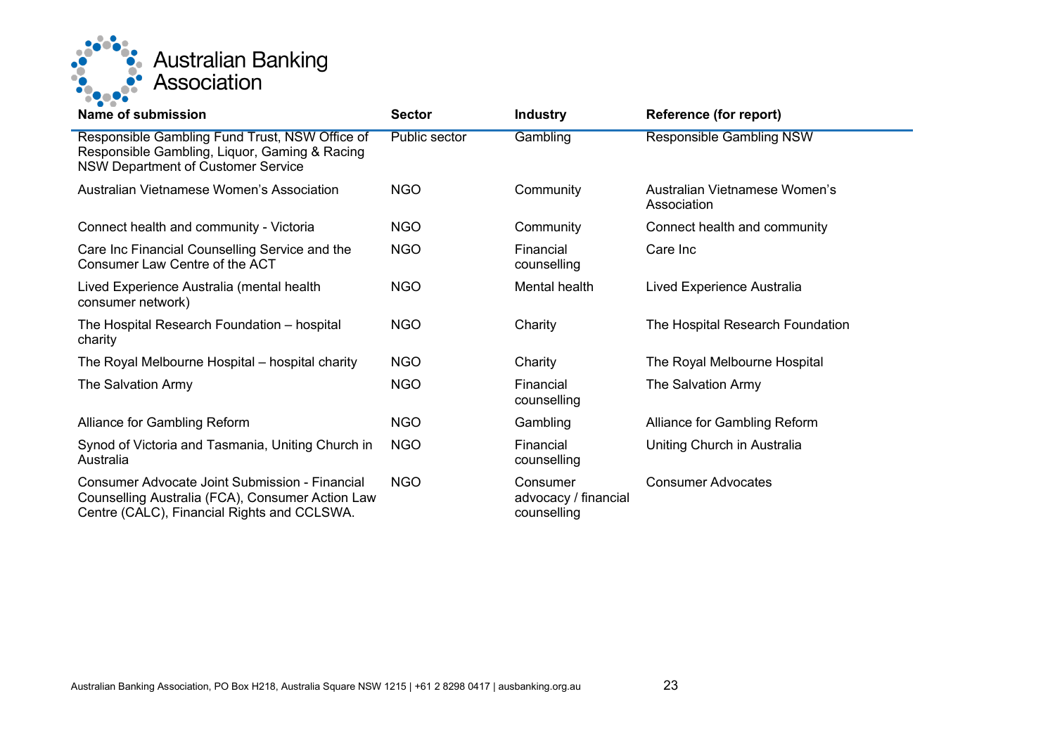| Name of submission | Sector | Industry | Reference (for report) |
|---|---|---|---|
| Responsible Gambling Fund Trust, NSW Office of Responsible Gambling, Liquor, Gaming & Racing NSW Department of Customer Service | Public sector | Gambling | Responsible Gambling NSW |
| Australian Vietnamese Women's Association | NGO | Community | Australian Vietnamese Women's Association |
| Connect health and community - Victoria | NGO | Community | Connect health and community |
| Care Inc Financial Counselling Service and the Consumer Law Centre of the ACT | NGO | Financial counselling | Care Inc |
| Lived Experience Australia (mental health consumer network) | NGO | Mental health | Lived Experience Australia |
| The Hospital Research Foundation – hospital charity | NGO | Charity | The Hospital Research Foundation |
| The Royal Melbourne Hospital – hospital charity | NGO | Charity | The Royal Melbourne Hospital |
| The Salvation Army | NGO | Financial counselling | The Salvation Army |
| Alliance for Gambling Reform | NGO | Gambling | Alliance for Gambling Reform |
| Synod of Victoria and Tasmania, Uniting Church in Australia | NGO | Financial counselling | Uniting Church in Australia |
| Consumer Advocate Joint Submission - Financial Counselling Australia (FCA), Consumer Action Law Centre (CALC), Financial Rights and CCLSWA. | NGO | Consumer advocacy / financial counselling | Consumer Advocates |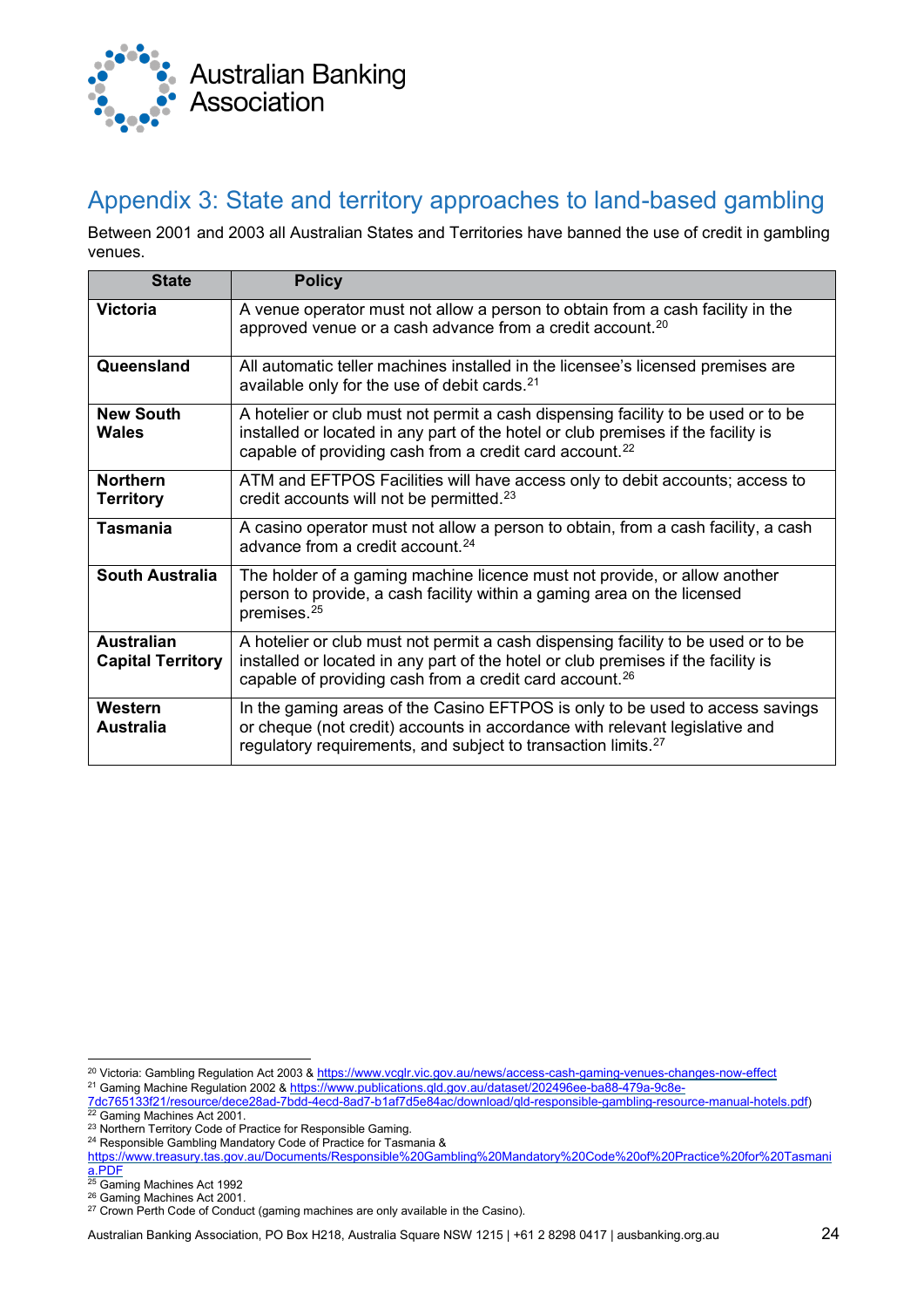## Appendix 3: State and territory approaches to land-based gambling

Between 2001 and 2003 all Australian States and Territories have banned the use of credit in gambling venues.

| State | Policy |
|---|---|
| **Victoria** | A venue operator must not allow a person to obtain from a cash facility in the approved venue or a cash advance from a credit account.[20] |
| **Queensland** | All automatic teller machines installed in the licensee's licensed premises are available only for the use of debit cards.[21] |
| **New South Wales** | A hotelier or club must not permit a cash dispensing facility to be used or to be installed or located in any part of the hotel or club premises if the facility is capable of providing cash from a credit card account.[22] |
| **Northern Territory** | ATM and EFTPOS Facilities will have access only to debit accounts; access to credit accounts will not be permitted.[23] |
| **Tasmania** | A casino operator must not allow a person to obtain, from a cash facility, a cash advance from a credit account.[24] |
| **South Australia** | The holder of a gaming machine licence must not provide, or allow another person to provide, a cash facility within a gaming area on the licensed premises.[25] |
| **Australian Capital Territory** | A hotelier or club must not permit a cash dispensing facility to be used or to be installed or located in any part of the hotel or club premises if the facility is capable of providing cash from a credit card account.[26] |
| **Western Australia** | In the gaming areas of the Casino EFTPOS is only to be used to access savings or cheque (not credit) accounts in accordance with relevant legislative and regulatory requirements, and subject to transaction limits.[27] |

[20] Victoria: Gambling Regulation Act 2003 & https://www.vcglr.vic.gov.au/news/access-cash-gaming-venues-changes-now-effect
[21] Gaming Machine Regulation 2002 & https://www.publications.qld.gov.au/dataset/202496ee-ba88-479a-9c8e-7dc765133f21/resource/dece28ad-7bdd-4ecd-8ad7-b1af7d5e84ac/download/qld-responsible-gambling-resource-manual-hotels.pdf)
[22] Gaming Machines Act 2001.
[23] Northern Territory Code of Practice for Responsible Gaming.
[24] Responsible Gambling Mandatory Code of Practice for Tasmania & https://www.treasury.tas.gov.au/Documents/Responsible%20Gambling%20Mandatory%20Code%20of%20Practice%20for%20Tasmania.PDF
[25] Gaming Machines Act 1992
[26] Gaming Machines Act 2001.
[27] Crown Perth Code of Conduct (gaming machines are only available in the Casino).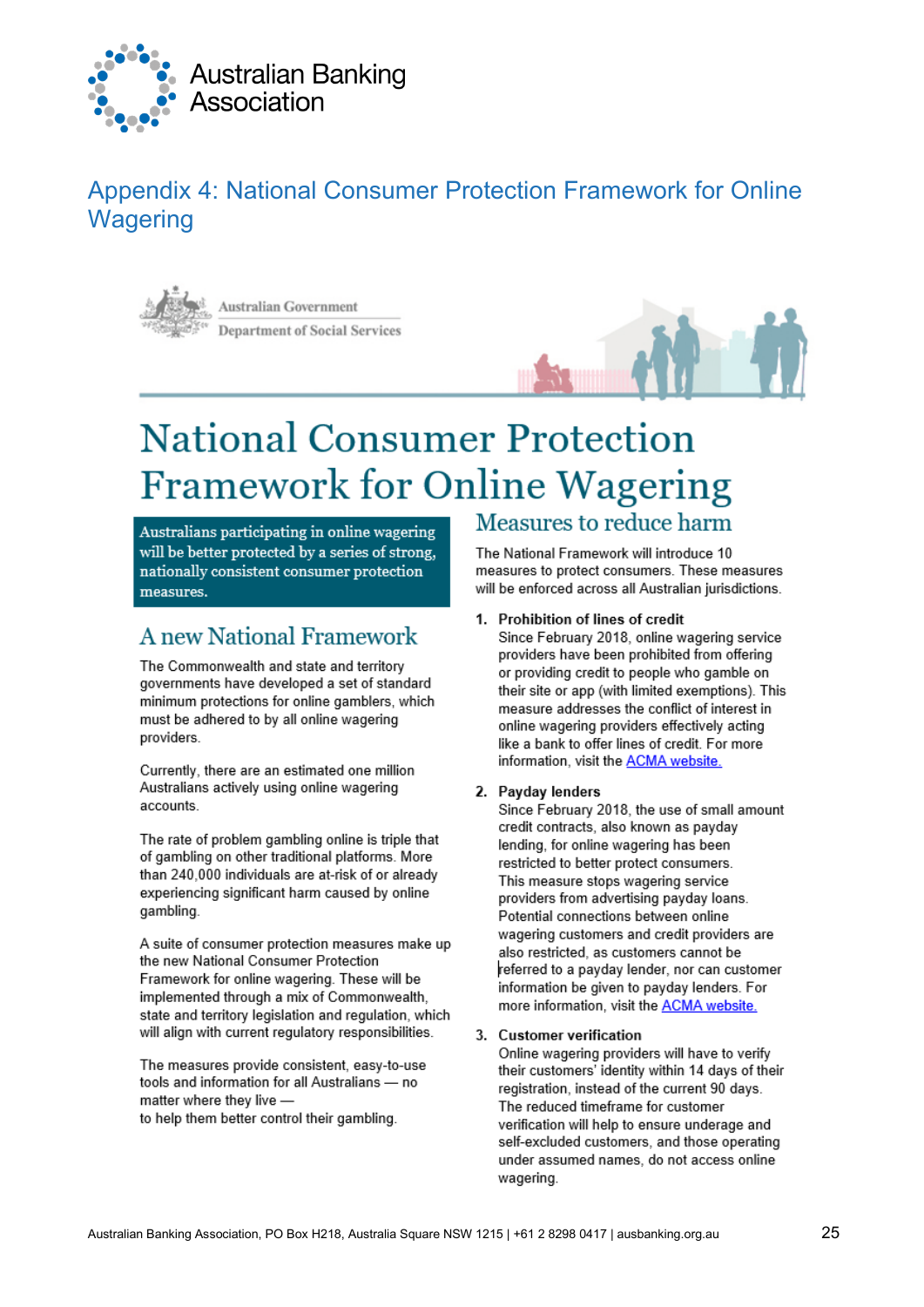# Appendix 4: National Consumer Protection Framework for Online Wagering

Australian Government
Department of Social Services

## National Consumer Protection Framework for Online Wagering

Australians participating in online wagering will be better protected by a series of strong, nationally consistent consumer protection measures.

### A new National Framework

The Commonwealth and state and territory governments have developed a set of standard minimum protections for online gamblers, which must be adhered to by all online wagering providers.

Currently, there are an estimated one million Australians actively using online wagering accounts.

The rate of problem gambling online is triple that of gambling on other traditional platforms. More than 240,000 individuals are at-risk of or already experiencing significant harm caused by online gambling.

A suite of consumer protection measures make up the new National Consumer Protection Framework for online wagering. These will be implemented through a mix of Commonwealth, state and territory legislation and regulation, which will align with current regulatory responsibilities.

The measures provide consistent, easy-to-use tools and information for all Australians — no matter where they live — to help them better control their gambling.

### Measures to reduce harm

The National Framework will introduce 10 measures to protect consumers. These measures will be enforced across all Australian jurisdictions.

1. **Prohibition of lines of credit**
   Since February 2018, online wagering service providers have been prohibited from offering or providing credit to people who gamble on their site or app (with limited exemptions). This measure addresses the conflict of interest in online wagering providers effectively acting like a bank to offer lines of credit. For more information, visit the [ACMA website.]

2. **Payday lenders**
   Since February 2018, the use of small amount credit contracts, also known as payday lending, for online wagering has been restricted to better protect consumers. This measure stops wagering service providers from advertising payday loans. Potential connections between online wagering customers and credit providers are also restricted, as customers cannot be referred to a payday lender, nor can customer information be given to payday lenders. For more information, visit the [ACMA website.]

3. **Customer verification**
   Online wagering providers will have to verify their customers' identity within 14 days of their registration, instead of the current 90 days. The reduced timeframe for customer verification will help to ensure underage and self-excluded customers, and those operating under assumed names, do not access online wagering.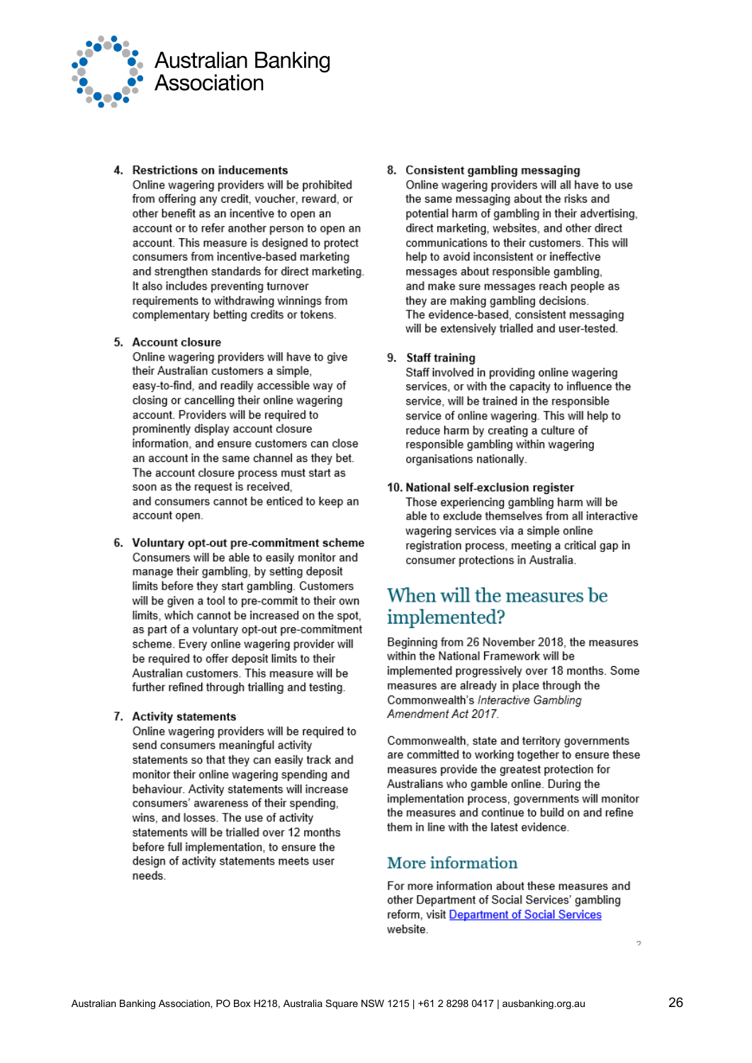4. **Restrictions on inducements**
   Online wagering providers will be prohibited from offering any credit, voucher, reward, or other benefit as an incentive to open an account or to refer another person to open an account. This measure is designed to protect consumers from incentive-based marketing and strengthen standards for direct marketing. It also includes preventing turnover requirements to withdrawing winnings from complementary betting credits or tokens.

5. **Account closure**
   Online wagering providers will have to give their Australian customers a simple, easy-to-find, and readily accessible way of closing or cancelling their online wagering account. Providers will be required to prominently display account closure information, and ensure customers can close an account in the same channel as they bet. The account closure process must start as soon as the request is received, and consumers cannot be enticed to keep an account open.

6. **Voluntary opt-out pre-commitment scheme**
   Consumers will be able to easily monitor and manage their gambling, by setting deposit limits before they start gambling. Customers will be given a tool to pre-commit to their own limits, which cannot be increased on the spot, as part of a voluntary opt-out pre-commitment scheme. Every online wagering provider will be required to offer deposit limits to their Australian customers. This measure will be further refined through trialling and testing.

7. **Activity statements**
   Online wagering providers will be required to send consumers meaningful activity statements so that they can easily track and monitor their online wagering spending and behaviour. Activity statements will increase consumers' awareness of their spending, wins, and losses. The use of activity statements will be trialled over 12 months before full implementation, to ensure the design of activity statements meets user needs.

8. **Consistent gambling messaging**
   Online wagering providers will all have to use the same messaging about the risks and potential harm of gambling in their advertising, direct marketing, websites, and other direct communications to their customers. This will help to avoid inconsistent or ineffective messages about responsible gambling, and make sure messages reach people as they are making gambling decisions. The evidence-based, consistent messaging will be extensively trialled and user-tested.

9. **Staff training**
   Staff involved in providing online wagering services, or with the capacity to influence the service, will be trained in the responsible service of online wagering. This will help to reduce harm by creating a culture of responsible gambling within wagering organisations nationally.

10. **National self-exclusion register**
    Those experiencing gambling harm will be able to exclude themselves from all interactive wagering services via a simple online registration process, meeting a critical gap in consumer protections in Australia.

## When will the measures be implemented?

Beginning from 26 November 2018, the measures within the National Framework will be implemented progressively over 18 months. Some measures are already in place through the Commonwealth's *Interactive Gambling Amendment Act 2017*.

Commonwealth, state and territory governments are committed to working together to ensure these measures provide the greatest protection for Australians who gamble online. During the implementation process, governments will monitor the measures and continue to build on and refine them in line with the latest evidence.

## More information

For more information about these measures and other Department of Social Services' gambling reform, visit Department of Social Services website.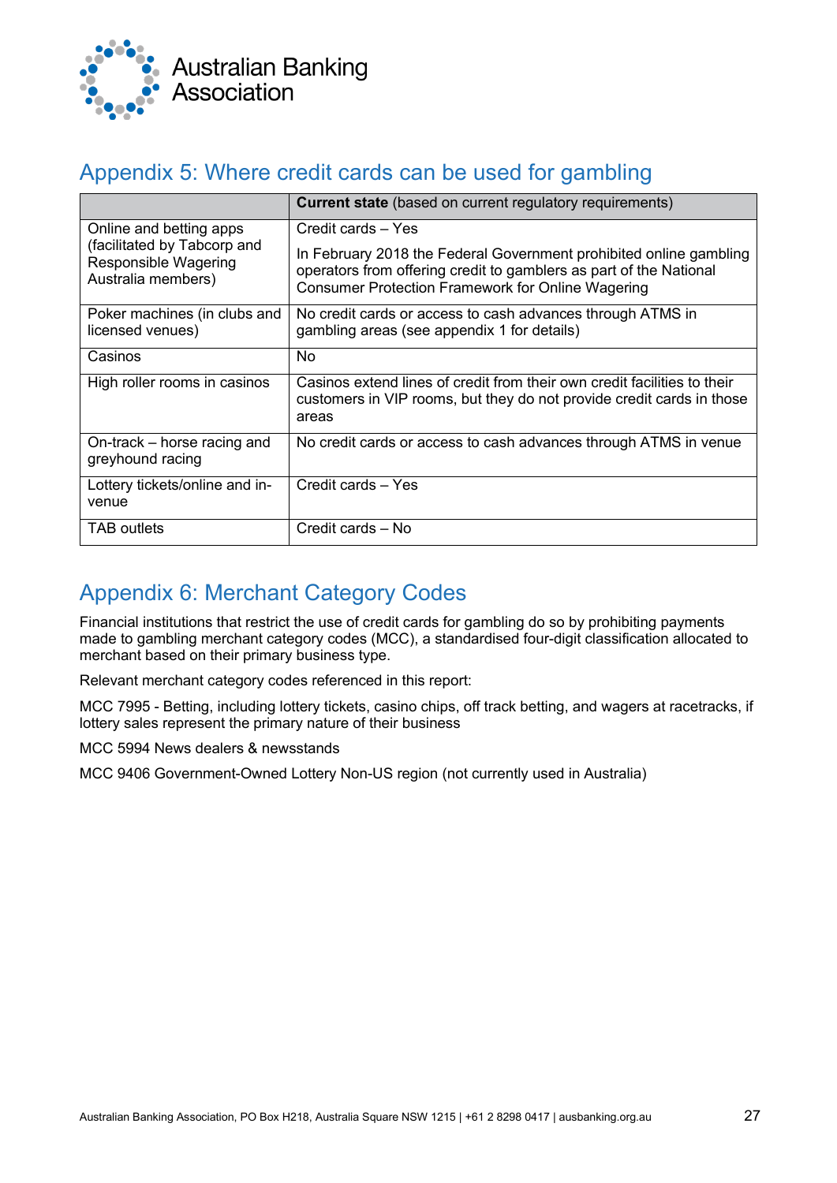## Appendix 5: Where credit cards can be used for gambling

| | **Current state** (based on current regulatory requirements) |
|---|---|
| Online and betting apps (facilitated by Tabcorp and Responsible Wagering Australia members) | Credit cards – Yes<br><br>In February 2018 the Federal Government prohibited online gambling operators from offering credit to gamblers as part of the National Consumer Protection Framework for Online Wagering |
| Poker machines (in clubs and licensed venues) | No credit cards or access to cash advances through ATMS in gambling areas (see appendix 1 for details) |
| Casinos | No |
| High roller rooms in casinos | Casinos extend lines of credit from their own credit facilities to their customers in VIP rooms, but they do not provide credit cards in those areas |
| On-track – horse racing and greyhound racing | No credit cards or access to cash advances through ATMS in venue |
| Lottery tickets/online and in-venue | Credit cards – Yes |
| TAB outlets | Credit cards – No |

## Appendix 6: Merchant Category Codes

Financial institutions that restrict the use of credit cards for gambling do so by prohibiting payments made to gambling merchant category codes (MCC), a standardised four-digit classification allocated to merchant based on their primary business type.

Relevant merchant category codes referenced in this report:

MCC 7995 - Betting, including lottery tickets, casino chips, off track betting, and wagers at racetracks, if lottery sales represent the primary nature of their business

MCC 5994 News dealers & newsstands

MCC 9406 Government-Owned Lottery Non-US region (not currently used in Australia)